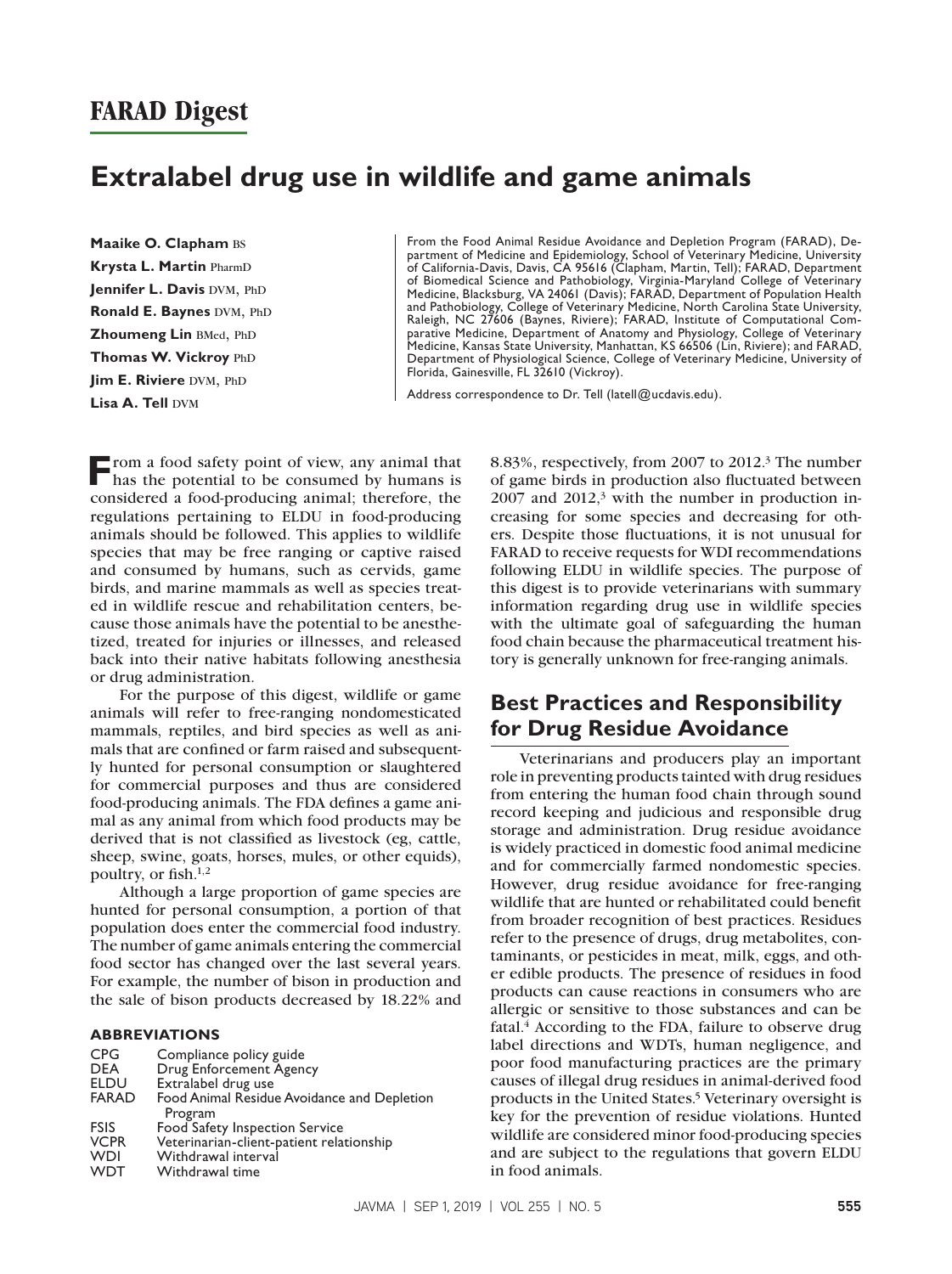## FARAD Digest

# Extralabel drug use in wildlife and game animals

**Maaike O. Clapham** BS
**Krysta L. Martin** PharmD
**Jennifer L. Davis** DVM, PhD
**Ronald E. Baynes** DVM, PhD
**Zhoumeng Lin** BMed, PhD
**Thomas W. Vickroy** PhD
**Jim E. Riviere** DVM, PhD
**Lisa A. Tell** DVM

From the Food Animal Residue Avoidance and Depletion Program (FARAD), Department of Medicine and Epidemiology, School of Veterinary Medicine, University of California-Davis, Davis, CA 95616 (Clapham, Martin, Tell); FARAD, Department of Biomedical Science and Pathobiology, Virginia-Maryland College of Veterinary Medicine, Blacksburg, VA 24061 (Davis); FARAD, Department of Population Health and Pathobiology, College of Veterinary Medicine, North Carolina State University, Raleigh, NC 27606 (Baynes, Riviere); FARAD, Institute of Computational Comparative Medicine, Department of Anatomy and Physiology, College of Veterinary Medicine, Kansas State University, Manhattan, KS 66506 (Lin, Riviere); and FARAD, Department of Physiological Science, College of Veterinary Medicine, University of Florida, Gainesville, FL 32610 (Vickroy).

Address correspondence to Dr. Tell (latell@ucdavis.edu).

From a food safety point of view, any animal that has the potential to be consumed by humans is considered a food-producing animal; therefore, the regulations pertaining to ELDU in food-producing animals should be followed. This applies to wildlife species that may be free ranging or captive raised and consumed by humans, such as cervids, game birds, and marine mammals as well as species treated in wildlife rescue and rehabilitation centers, because those animals have the potential to be anesthetized, treated for injuries or illnesses, and released back into their native habitats following anesthesia or drug administration.

For the purpose of this digest, wildlife or game animals will refer to free-ranging nondomesticated mammals, reptiles, and bird species as well as animals that are confined or farm raised and subsequently hunted for personal consumption or slaughtered for commercial purposes and thus are considered food-producing animals. The FDA defines a game animal as any animal from which food products may be derived that is not classified as livestock (eg, cattle, sheep, swine, goats, horses, mules, or other equids), poultry, or fish.[1,2]

Although a large proportion of game species are hunted for personal consumption, a portion of that population does enter the commercial food industry. The number of game animals entering the commercial food sector has changed over the last several years. For example, the number of bison in production and the sale of bison products decreased by 18.22% and 8.83%, respectively, from 2007 to 2012.[3] The number of game birds in production also fluctuated between 2007 and 2012,[3] with the number in production increasing for some species and decreasing for others. Despite those fluctuations, it is not unusual for FARAD to receive requests for WDI recommendations following ELDU in wildlife species. The purpose of this digest is to provide veterinarians with summary information regarding drug use in wildlife species with the ultimate goal of safeguarding the human food chain because the pharmaceutical treatment history is generally unknown for free-ranging animals.

#### ABBREVIATIONS

| | |
|---|---|
| CPG | Compliance policy guide |
| DEA | Drug Enforcement Agency |
| ELDU | Extralabel drug use |
| FARAD | Food Animal Residue Avoidance and Depletion Program |
| FSIS | Food Safety Inspection Service |
| VCPR | Veterinarian-client-patient relationship |
| WDI | Withdrawal interval |
| WDT | Withdrawal time |

## Best Practices and Responsibility for Drug Residue Avoidance

Veterinarians and producers play an important role in preventing products tainted with drug residues from entering the human food chain through sound record keeping and judicious and responsible drug storage and administration. Drug residue avoidance is widely practiced in domestic food animal medicine and for commercially farmed nondomestic species. However, drug residue avoidance for free-ranging wildlife that are hunted or rehabilitated could benefit from broader recognition of best practices. Residues refer to the presence of drugs, drug metabolites, contaminants, or pesticides in meat, milk, eggs, and other edible products. The presence of residues in food products can cause reactions in consumers who are allergic or sensitive to those substances and can be fatal.[4] According to the FDA, failure to observe drug label directions and WDTs, human negligence, and poor food manufacturing practices are the primary causes of illegal drug residues in animal-derived food products in the United States.[5] Veterinary oversight is key for the prevention of residue violations. Hunted wildlife are considered minor food-producing species and are subject to the regulations that govern ELDU in food animals.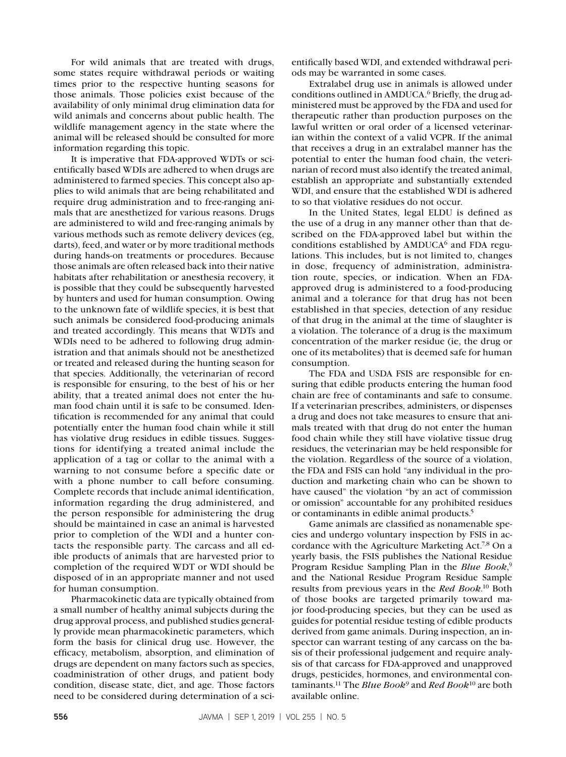For wild animals that are treated with drugs, some states require withdrawal periods or waiting times prior to the respective hunting seasons for those animals. Those policies exist because of the availability of only minimal drug elimination data for wild animals and concerns about public health. The wildlife management agency in the state where the animal will be released should be consulted for more information regarding this topic.

It is imperative that FDA-approved WDTs or scientifically based WDIs are adhered to when drugs are administered to farmed species. This concept also applies to wild animals that are being rehabilitated and require drug administration and to free-ranging animals that are anesthetized for various reasons. Drugs are administered to wild and free-ranging animals by various methods such as remote delivery devices (eg, darts), feed, and water or by more traditional methods during hands-on treatments or procedures. Because those animals are often released back into their native habitats after rehabilitation or anesthesia recovery, it is possible that they could be subsequently harvested by hunters and used for human consumption. Owing to the unknown fate of wildlife species, it is best that such animals be considered food-producing animals and treated accordingly. This means that WDTs and WDIs need to be adhered to following drug administration and that animals should not be anesthetized or treated and released during the hunting season for that species. Additionally, the veterinarian of record is responsible for ensuring, to the best of his or her ability, that a treated animal does not enter the human food chain until it is safe to be consumed. Identification is recommended for any animal that could potentially enter the human food chain while it still has violative drug residues in edible tissues. Suggestions for identifying a treated animal include the application of a tag or collar to the animal with a warning to not consume before a specific date or with a phone number to call before consuming. Complete records that include animal identification, information regarding the drug administered, and the person responsible for administering the drug should be maintained in case an animal is harvested prior to completion of the WDI and a hunter contacts the responsible party. The carcass and all edible products of animals that are harvested prior to completion of the required WDT or WDI should be disposed of in an appropriate manner and not used for human consumption.

Pharmacokinetic data are typically obtained from a small number of healthy animal subjects during the drug approval process, and published studies generally provide mean pharmacokinetic parameters, which form the basis for clinical drug use. However, the efficacy, metabolism, absorption, and elimination of drugs are dependent on many factors such as species, coadministration of other drugs, and patient body condition, disease state, diet, and age. Those factors need to be considered during determination of a scientifically based WDI, and extended withdrawal periods may be warranted in some cases.

Extralabel drug use in animals is allowed under conditions outlined in AMDUCA.[6] Briefly, the drug administered must be approved by the FDA and used for therapeutic rather than production purposes on the lawful written or oral order of a licensed veterinarian within the context of a valid VCPR. If the animal that receives a drug in an extralabel manner has the potential to enter the human food chain, the veterinarian of record must also identify the treated animal, establish an appropriate and substantially extended WDI, and ensure that the established WDI is adhered to so that violative residues do not occur.

In the United States, legal ELDU is defined as the use of a drug in any manner other than that described on the FDA-approved label but within the conditions established by AMDUCA[6] and FDA regulations. This includes, but is not limited to, changes in dose, frequency of administration, administration route, species, or indication. When an FDA-approved drug is administered to a food-producing animal and a tolerance for that drug has not been established in that species, detection of any residue of that drug in the animal at the time of slaughter is a violation. The tolerance of a drug is the maximum concentration of the marker residue (ie, the drug or one of its metabolites) that is deemed safe for human consumption.

The FDA and USDA FSIS are responsible for ensuring that edible products entering the human food chain are free of contaminants and safe to consume. If a veterinarian prescribes, administers, or dispenses a drug and does not take measures to ensure that animals treated with that drug do not enter the human food chain while they still have violative tissue drug residues, the veterinarian may be held responsible for the violation. Regardless of the source of a violation, the FDA and FSIS can hold "any individual in the production and marketing chain who can be shown to have caused" the violation "by an act of commission or omission" accountable for any prohibited residues or contaminants in edible animal products.[5]

Game animals are classified as nonamenable species and undergo voluntary inspection by FSIS in accordance with the Agriculture Marketing Act.[7,8] On a yearly basis, the FSIS publishes the National Residue Program Residue Sampling Plan in the *Blue Book*,[9] and the National Residue Program Residue Sample results from previous years in the *Red Book*.[10] Both of those books are targeted primarily toward major food-producing species, but they can be used as guides for potential residue testing of edible products derived from game animals. During inspection, an inspector can warrant testing of any carcass on the basis of their professional judgement and require analysis of that carcass for FDA-approved and unapproved drugs, pesticides, hormones, and environmental contaminants.[11] The *Blue Book*[9] and *Red Book*[10] are both available online.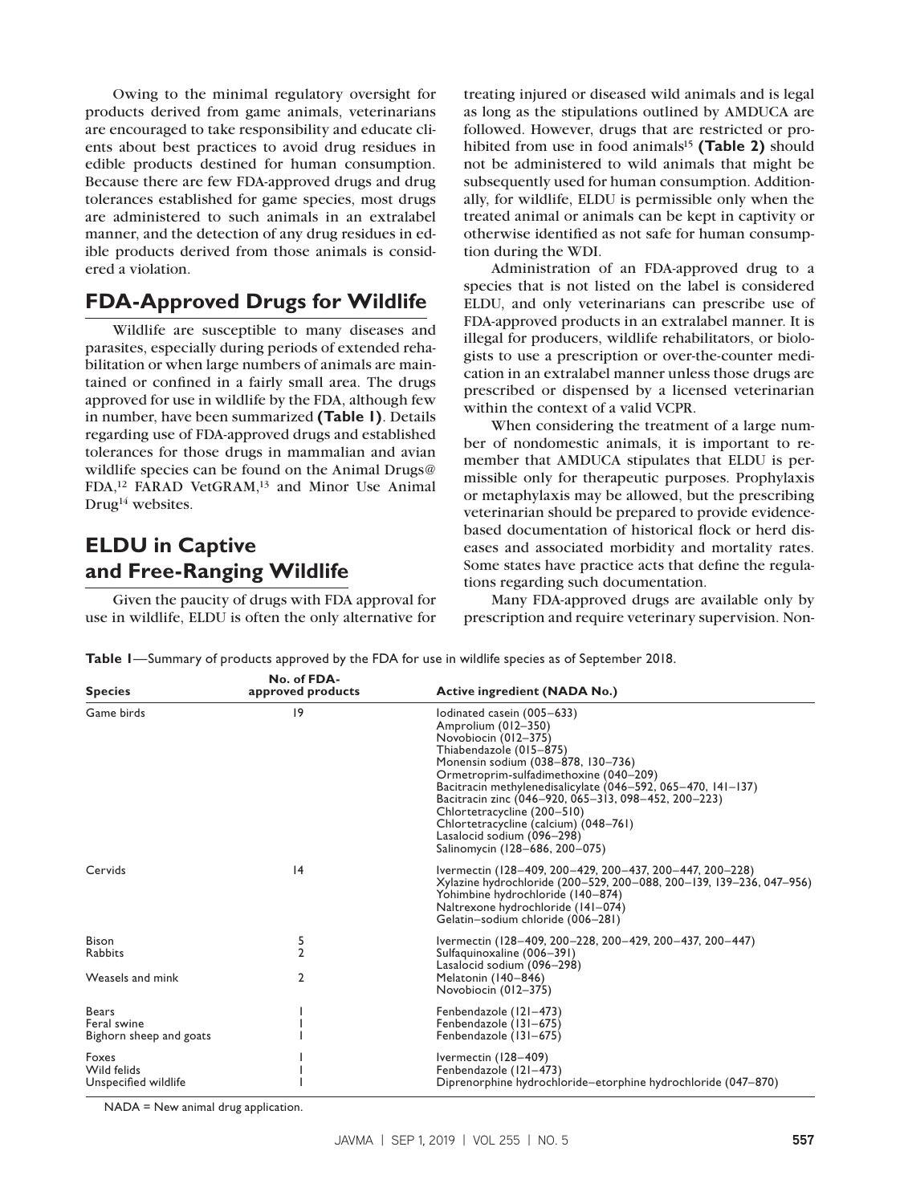Owing to the minimal regulatory oversight for products derived from game animals, veterinarians are encouraged to take responsibility and educate clients about best practices to avoid drug residues in edible products destined for human consumption. Because there are few FDA-approved drugs and drug tolerances established for game species, most drugs are administered to such animals in an extralabel manner, and the detection of any drug residues in edible products derived from those animals is considered a violation.

## FDA-Approved Drugs for Wildlife

Wildlife are susceptible to many diseases and parasites, especially during periods of extended rehabilitation or when large numbers of animals are maintained or confined in a fairly small area. The drugs approved for use in wildlife by the FDA, although few in number, have been summarized **(Table 1)**. Details regarding use of FDA-approved drugs and established tolerances for those drugs in mammalian and avian wildlife species can be found on the Animal Drugs@ FDA,[12] FARAD VetGRAM,[13] and Minor Use Animal Drug[14] websites.

## ELDU in Captive and Free-Ranging Wildlife

Given the paucity of drugs with FDA approval for use in wildlife, ELDU is often the only alternative for treating injured or diseased wild animals and is legal as long as the stipulations outlined by AMDUCA are followed. However, drugs that are restricted or prohibited from use in food animals[15] **(Table 2)** should not be administered to wild animals that might be subsequently used for human consumption. Additionally, for wildlife, ELDU is permissible only when the treated animal or animals can be kept in captivity or otherwise identified as not safe for human consumption during the WDI.

Administration of an FDA-approved drug to a species that is not listed on the label is considered ELDU, and only veterinarians can prescribe use of FDA-approved products in an extralabel manner. It is illegal for producers, wildlife rehabilitators, or biologists to use a prescription or over-the-counter medication in an extralabel manner unless those drugs are prescribed or dispensed by a licensed veterinarian within the context of a valid VCPR.

When considering the treatment of a large number of nondomestic animals, it is important to remember that AMDUCA stipulates that ELDU is permissible only for therapeutic purposes. Prophylaxis or metaphylaxis may be allowed, but the prescribing veterinarian should be prepared to provide evidence-based documentation of historical flock or herd diseases and associated morbidity and mortality rates. Some states have practice acts that define the regulations regarding such documentation.

Many FDA-approved drugs are available only by prescription and require veterinary supervision. Non-

**Table 1**—Summary of products approved by the FDA for use in wildlife species as of September 2018.

| Species | No. of FDA-approved products | Active ingredient (NADA No.) |
|---|---|---|
| Game birds | 19 | Iodinated casein (005–633)<br>Amprolium (012–350)<br>Novobiocin (012–375)<br>Thiabendazole (015–875)<br>Monensin sodium (038–878, 130–736)<br>Ormetroprim-sulfadimethoxine (040–209)<br>Bacitracin methylenedisalicylate (046–592, 065–470, 141–137)<br>Bacitracin zinc (046–920, 065–313, 098–452, 200–223)<br>Chlortetracycline (200–510)<br>Chlortetracycline (calcium) (048–761)<br>Lasalocid sodium (096–298)<br>Salinomycin (128–686, 200–075) |
| Cervids | 14 | Ivermectin (128–409, 200–429, 200–437, 200–447, 200–228)<br>Xylazine hydrochloride (200–529, 200–088, 200–139, 139–236, 047–956)<br>Yohimbine hydrochloride (140–874)<br>Naltrexone hydrochloride (141–074)<br>Gelatin–sodium chloride (006–281) |
| Bison | 5 | Ivermectin (128–409, 200–228, 200–429, 200–437, 200–447) |
| Rabbits | 2 | Sulfaquinoxaline (006–391)<br>Lasalocid sodium (096–298) |
| Weasels and mink | 2 | Melatonin (140–846)<br>Novobiocin (012–375) |
| Bears | 1 | Fenbendazole (121–473) |
| Feral swine | 1 | Fenbendazole (131–675) |
| Bighorn sheep and goats | 1 | Fenbendazole (131–675) |
| Foxes | 1 | Ivermectin (128–409) |
| Wild felids | 1 | Fenbendazole (121–473) |
| Unspecified wildlife | 1 | Diprenorphine hydrochloride–etorphine hydrochloride (047–870) |

NADA = New animal drug application.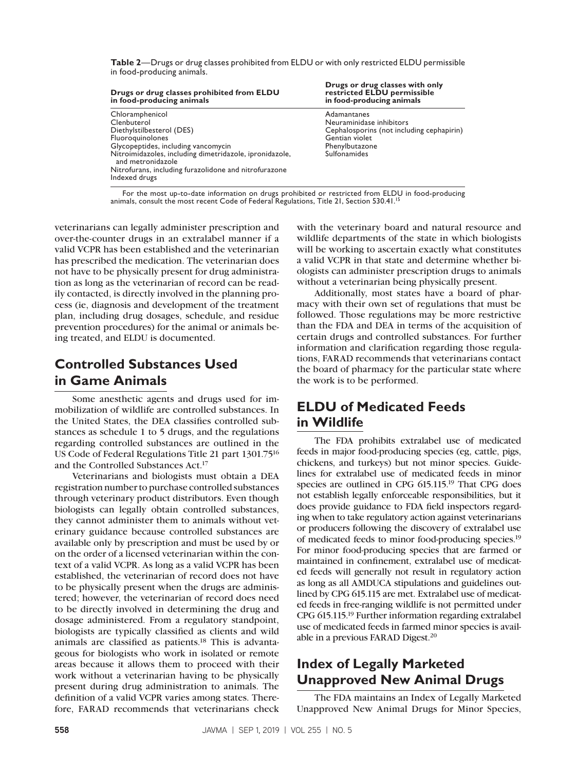**Table 2**—Drugs or drug classes prohibited from ELDU or with only restricted ELDU permissible in food-producing animals.

| Drugs or drug classes prohibited from ELDU in food-producing animals | Drugs or drug classes with only restricted ELDU permissible in food-producing animals |
|---|---|
| Chloramphenicol | Adamantanes |
| Clenbuterol | Neuraminidase inhibitors |
| Diethylstilbesterol (DES) | Cephalosporins (not including cephapirin) |
| Fluoroquinolones | Gentian violet |
| Glycopeptides, including vancomycin | Phenylbutazone |
| Nitroimidazoles, including dimetridazole, ipronidazole, and metronidazole | Sulfonamides |
| Nitrofurans, including furazolidone and nitrofurazone | |
| Indexed drugs | |

For the most up-to-date information on drugs prohibited or restricted from ELDU in food-producing animals, consult the most recent Code of Federal Regulations, Title 21, Section 530.41.[15]

veterinarians can legally administer prescription and over-the-counter drugs in an extralabel manner if a valid VCPR has been established and the veterinarian has prescribed the medication. The veterinarian does not have to be physically present for drug administration as long as the veterinarian of record can be readily contacted, is directly involved in the planning process (ie, diagnosis and development of the treatment plan, including drug dosages, schedule, and residue prevention procedures) for the animal or animals being treated, and ELDU is documented.

## Controlled Substances Used in Game Animals

Some anesthetic agents and drugs used for immobilization of wildlife are controlled substances. In the United States, the DEA classifies controlled substances as schedule 1 to 5 drugs, and the regulations regarding controlled substances are outlined in the US Code of Federal Regulations Title 21 part 1301.75[16] and the Controlled Substances Act.[17]

Veterinarians and biologists must obtain a DEA registration number to purchase controlled substances through veterinary product distributors. Even though biologists can legally obtain controlled substances, they cannot administer them to animals without veterinary guidance because controlled substances are available only by prescription and must be used by or on the order of a licensed veterinarian within the context of a valid VCPR. As long as a valid VCPR has been established, the veterinarian of record does not have to be physically present when the drugs are administered; however, the veterinarian of record does need to be directly involved in determining the drug and dosage administered. From a regulatory standpoint, biologists are typically classified as clients and wild animals are classified as patients.[18] This is advantageous for biologists who work in isolated or remote areas because it allows them to proceed with their work without a veterinarian having to be physically present during drug administration to animals. The definition of a valid VCPR varies among states. Therefore, FARAD recommends that veterinarians check with the veterinary board and natural resource and wildlife departments of the state in which biologists will be working to ascertain exactly what constitutes a valid VCPR in that state and determine whether biologists can administer prescription drugs to animals without a veterinarian being physically present.

Additionally, most states have a board of pharmacy with their own set of regulations that must be followed. Those regulations may be more restrictive than the FDA and DEA in terms of the acquisition of certain drugs and controlled substances. For further information and clarification regarding those regulations, FARAD recommends that veterinarians contact the board of pharmacy for the particular state where the work is to be performed.

## ELDU of Medicated Feeds in Wildlife

The FDA prohibits extralabel use of medicated feeds in major food-producing species (eg, cattle, pigs, chickens, and turkeys) but not minor species. Guidelines for extralabel use of medicated feeds in minor species are outlined in CPG 615.115.[19] That CPG does not establish legally enforceable responsibilities, but it does provide guidance to FDA field inspectors regarding when to take regulatory action against veterinarians or producers following the discovery of extralabel use of medicated feeds to minor food-producing species.[19] For minor food-producing species that are farmed or maintained in confinement, extralabel use of medicated feeds will generally not result in regulatory action as long as all AMDUCA stipulations and guidelines outlined by CPG 615.115 are met. Extralabel use of medicated feeds in free-ranging wildlife is not permitted under CPG 615.115.[19] Further information regarding extralabel use of medicated feeds in farmed minor species is available in a previous FARAD Digest.[20]

## Index of Legally Marketed Unapproved New Animal Drugs

The FDA maintains an Index of Legally Marketed Unapproved New Animal Drugs for Minor Species,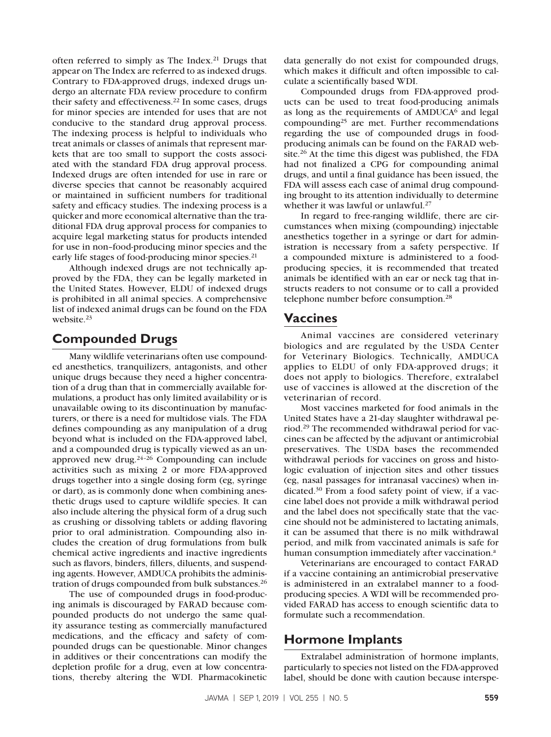often referred to simply as The Index.[21] Drugs that appear on The Index are referred to as indexed drugs. Contrary to FDA-approved drugs, indexed drugs undergo an alternate FDA review procedure to confirm their safety and effectiveness.[22] In some cases, drugs for minor species are intended for uses that are not conducive to the standard drug approval process. The indexing process is helpful to individuals who treat animals or classes of animals that represent markets that are too small to support the costs associated with the standard FDA drug approval process. Indexed drugs are often intended for use in rare or diverse species that cannot be reasonably acquired or maintained in sufficient numbers for traditional safety and efficacy studies. The indexing process is a quicker and more economical alternative than the traditional FDA drug approval process for companies to acquire legal marketing status for products intended for use in non–food-producing minor species and the early life stages of food-producing minor species.[21]

Although indexed drugs are not technically approved by the FDA, they can be legally marketed in the United States. However, ELDU of indexed drugs is prohibited in all animal species. A comprehensive list of indexed animal drugs can be found on the FDA website.[23]

## Compounded Drugs

Many wildlife veterinarians often use compounded anesthetics, tranquilizers, antagonists, and other unique drugs because they need a higher concentration of a drug than that in commercially available formulations, a product has only limited availability or is unavailable owing to its discontinuation by manufacturers, or there is a need for multidose vials. The FDA defines compounding as any manipulation of a drug beyond what is included on the FDA-approved label, and a compounded drug is typically viewed as an unapproved new drug.[24–26] Compounding can include activities such as mixing 2 or more FDA-approved drugs together into a single dosing form (eg, syringe or dart), as is commonly done when combining anesthetic drugs used to capture wildlife species. It can also include altering the physical form of a drug such as crushing or dissolving tablets or adding flavoring prior to oral administration. Compounding also includes the creation of drug formulations from bulk chemical active ingredients and inactive ingredients such as flavors, binders, fillers, diluents, and suspending agents. However, AMDUCA prohibits the administration of drugs compounded from bulk substances.[26]

The use of compounded drugs in food-producing animals is discouraged by FARAD because compounded products do not undergo the same quality assurance testing as commercially manufactured medications, and the efficacy and safety of compounded drugs can be questionable. Minor changes in additives or their concentrations can modify the depletion profile for a drug, even at low concentrations, thereby altering the WDI. Pharmacokinetic data generally do not exist for compounded drugs, which makes it difficult and often impossible to calculate a scientifically based WDI.

Compounded drugs from FDA-approved products can be used to treat food-producing animals as long as the requirements of AMDUCA[6] and legal compounding[25] are met. Further recommendations regarding the use of compounded drugs in food-producing animals can be found on the FARAD website.[26] At the time this digest was published, the FDA had not finalized a CPG for compounding animal drugs, and until a final guidance has been issued, the FDA will assess each case of animal drug compounding brought to its attention individually to determine whether it was lawful or unlawful.[27]

In regard to free-ranging wildlife, there are circumstances when mixing (compounding) injectable anesthetics together in a syringe or dart for administration is necessary from a safety perspective. If a compounded mixture is administered to a food-producing species, it is recommended that treated animals be identified with an ear or neck tag that instructs readers to not consume or to call a provided telephone number before consumption.[28]

## Vaccines

Animal vaccines are considered veterinary biologics and are regulated by the USDA Center for Veterinary Biologics. Technically, AMDUCA applies to ELDU of only FDA-approved drugs; it does not apply to biologics. Therefore, extralabel use of vaccines is allowed at the discretion of the veterinarian of record.

Most vaccines marketed for food animals in the United States have a 21-day slaughter withdrawal period.[29] The recommended withdrawal period for vaccines can be affected by the adjuvant or antimicrobial preservatives. The USDA bases the recommended withdrawal periods for vaccines on gross and histologic evaluation of injection sites and other tissues (eg, nasal passages for intranasal vaccines) when indicated.[30] From a food safety point of view, if a vaccine label does not provide a milk withdrawal period and the label does not specifically state that the vaccine should not be administered to lactating animals, it can be assumed that there is no milk withdrawal period, and milk from vaccinated animals is safe for human consumption immediately after vaccination.[a]

Veterinarians are encouraged to contact FARAD if a vaccine containing an antimicrobial preservative is administered in an extralabel manner to a food-producing species. A WDI will be recommended provided FARAD has access to enough scientific data to formulate such a recommendation.

## Hormone Implants

Extralabel administration of hormone implants, particularly to species not listed on the FDA-approved label, should be done with caution because interspe-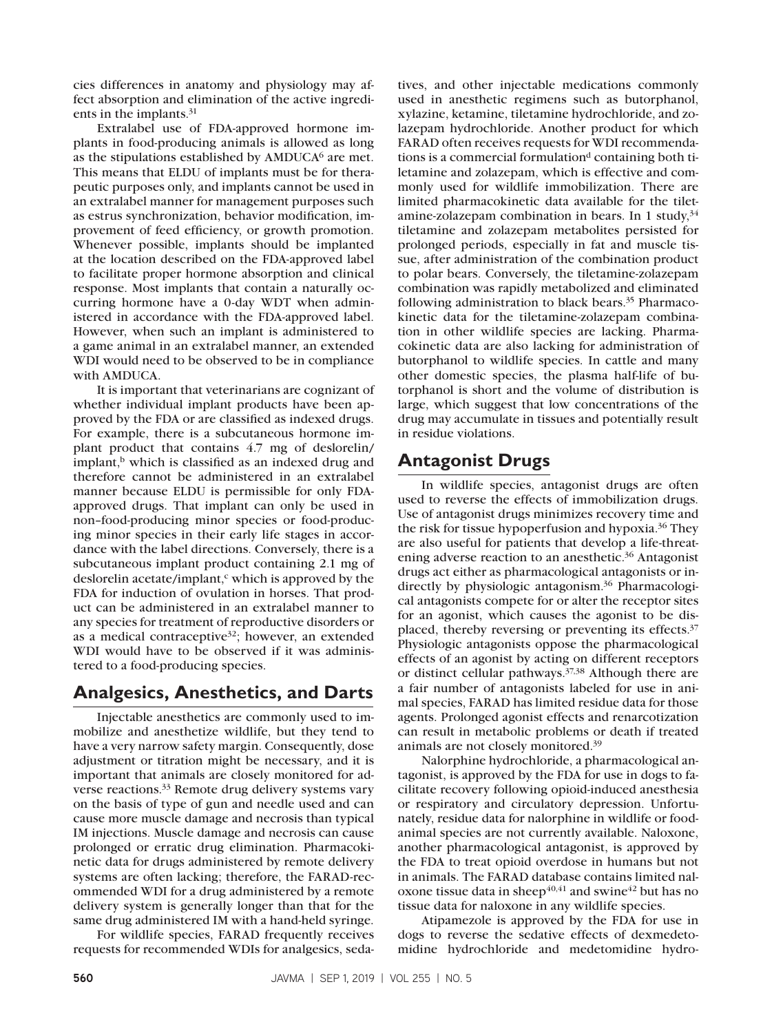cies differences in anatomy and physiology may affect absorption and elimination of the active ingredients in the implants.[31]

Extralabel use of FDA-approved hormone implants in food-producing animals is allowed as long as the stipulations established by AMDUCA[6] are met. This means that ELDU of implants must be for therapeutic purposes only, and implants cannot be used in an extralabel manner for management purposes such as estrus synchronization, behavior modification, improvement of feed efficiency, or growth promotion. Whenever possible, implants should be implanted at the location described on the FDA-approved label to facilitate proper hormone absorption and clinical response. Most implants that contain a naturally occurring hormone have a 0-day WDT when administered in accordance with the FDA-approved label. However, when such an implant is administered to a game animal in an extralabel manner, an extended WDI would need to be observed to be in compliance with AMDUCA.

It is important that veterinarians are cognizant of whether individual implant products have been approved by the FDA or are classified as indexed drugs. For example, there is a subcutaneous hormone implant product that contains 4.7 mg of deslorelin/implant,[b] which is classified as an indexed drug and therefore cannot be administered in an extralabel manner because ELDU is permissible for only FDA-approved drugs. That implant can only be used in non–food-producing minor species or food-producing minor species in their early life stages in accordance with the label directions. Conversely, there is a subcutaneous implant product containing 2.1 mg of deslorelin acetate/implant,[c] which is approved by the FDA for induction of ovulation in horses. That product can be administered in an extralabel manner to any species for treatment of reproductive disorders or as a medical contraceptive[32]; however, an extended WDI would have to be observed if it was administered to a food-producing species.

## Analgesics, Anesthetics, and Darts

Injectable anesthetics are commonly used to immobilize and anesthetize wildlife, but they tend to have a very narrow safety margin. Consequently, dose adjustment or titration might be necessary, and it is important that animals are closely monitored for adverse reactions.[33] Remote drug delivery systems vary on the basis of type of gun and needle used and can cause more muscle damage and necrosis than typical IM injections. Muscle damage and necrosis can cause prolonged or erratic drug elimination. Pharmacokinetic data for drugs administered by remote delivery systems are often lacking; therefore, the FARAD-recommended WDI for a drug administered by a remote delivery system is generally longer than that for the same drug administered IM with a hand-held syringe.

For wildlife species, FARAD frequently receives requests for recommended WDIs for analgesics, sedatives, and other injectable medications commonly used in anesthetic regimens such as butorphanol, xylazine, ketamine, tiletamine hydrochloride, and zolazepam hydrochloride. Another product for which FARAD often receives requests for WDI recommendations is a commercial formulation[d] containing both tiletamine and zolazepam, which is effective and commonly used for wildlife immobilization. There are limited pharmacokinetic data available for the tiletamine-zolazepam combination in bears. In 1 study,[34] tiletamine and zolazepam metabolites persisted for prolonged periods, especially in fat and muscle tissue, after administration of the combination product to polar bears. Conversely, the tiletamine-zolazepam combination was rapidly metabolized and eliminated following administration to black bears.[35] Pharmacokinetic data for the tiletamine-zolazepam combination in other wildlife species are lacking. Pharmacokinetic data are also lacking for administration of butorphanol to wildlife species. In cattle and many other domestic species, the plasma half-life of butorphanol is short and the volume of distribution is large, which suggest that low concentrations of the drug may accumulate in tissues and potentially result in residue violations.

## Antagonist Drugs

In wildlife species, antagonist drugs are often used to reverse the effects of immobilization drugs. Use of antagonist drugs minimizes recovery time and the risk for tissue hypoperfusion and hypoxia.[36] They are also useful for patients that develop a life-threatening adverse reaction to an anesthetic.[36] Antagonist drugs act either as pharmacological antagonists or indirectly by physiologic antagonism.[36] Pharmacological antagonists compete for or alter the receptor sites for an agonist, which causes the agonist to be displaced, thereby reversing or preventing its effects.[37] Physiologic antagonists oppose the pharmacological effects of an agonist by acting on different receptors or distinct cellular pathways.[37,38] Although there are a fair number of antagonists labeled for use in animal species, FARAD has limited residue data for those agents. Prolonged agonist effects and renarcotization can result in metabolic problems or death if treated animals are not closely monitored.[39]

Nalorphine hydrochloride, a pharmacological antagonist, is approved by the FDA for use in dogs to facilitate recovery following opioid-induced anesthesia or respiratory and circulatory depression. Unfortunately, residue data for nalorphine in wildlife or food-animal species are not currently available. Naloxone, another pharmacological antagonist, is approved by the FDA to treat opioid overdose in humans but not in animals. The FARAD database contains limited naloxone tissue data in sheep[40,41] and swine[42] but has no tissue data for naloxone in any wildlife species.

Atipamezole is approved by the FDA for use in dogs to reverse the sedative effects of dexmedetomidine hydrochloride and medetomidine hydro-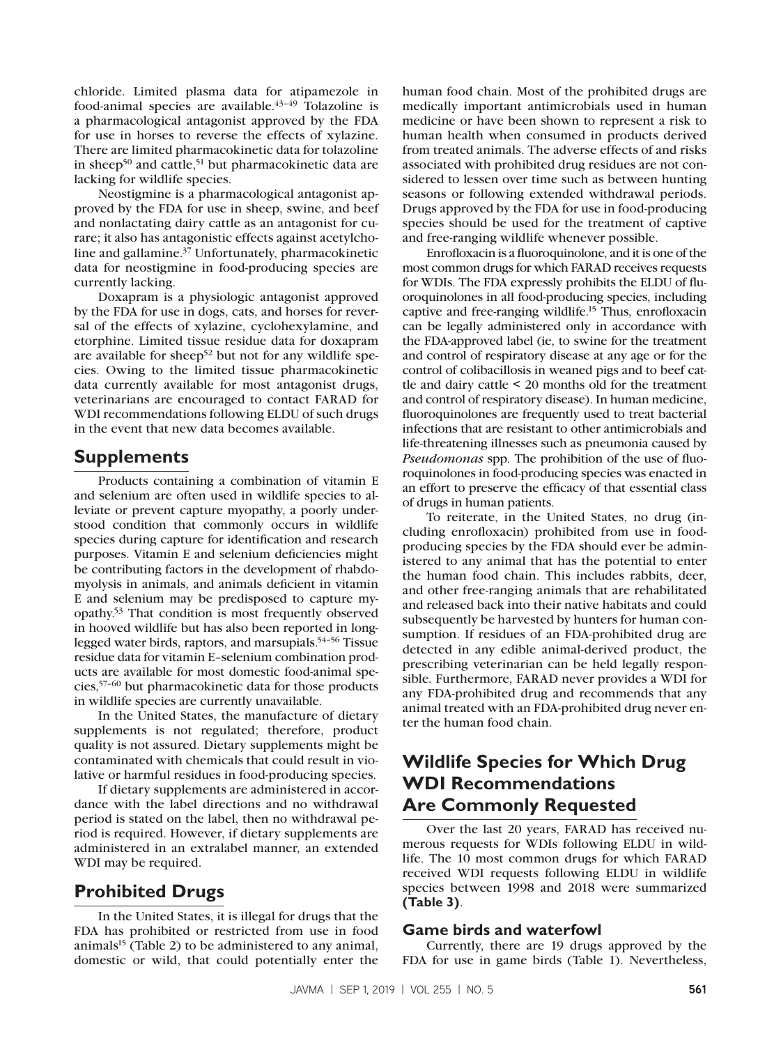chloride. Limited plasma data for atipamezole in food-animal species are available.[43–49] Tolazoline is a pharmacological antagonist approved by the FDA for use in horses to reverse the effects of xylazine. There are limited pharmacokinetic data for tolazoline in sheep[50] and cattle,[51] but pharmacokinetic data are lacking for wildlife species.

Neostigmine is a pharmacological antagonist approved by the FDA for use in sheep, swine, and beef and nonlactating dairy cattle as an antagonist for curare; it also has antagonistic effects against acetylcholine and gallamine.[37] Unfortunately, pharmacokinetic data for neostigmine in food-producing species are currently lacking.

Doxapram is a physiologic antagonist approved by the FDA for use in dogs, cats, and horses for reversal of the effects of xylazine, cyclohexylamine, and etorphine. Limited tissue residue data for doxapram are available for sheep[52] but not for any wildlife species. Owing to the limited tissue pharmacokinetic data currently available for most antagonist drugs, veterinarians are encouraged to contact FARAD for WDI recommendations following ELDU of such drugs in the event that new data becomes available.

## Supplements

Products containing a combination of vitamin E and selenium are often used in wildlife species to alleviate or prevent capture myopathy, a poorly understood condition that commonly occurs in wildlife species during capture for identification and research purposes. Vitamin E and selenium deficiencies might be contributing factors in the development of rhabdomyolysis in animals, and animals deficient in vitamin E and selenium may be predisposed to capture myopathy.[53] That condition is most frequently observed in hooved wildlife but has also been reported in long-legged water birds, raptors, and marsupials.[54–56] Tissue residue data for vitamin E–selenium combination products are available for most domestic food-animal species,[57–60] but pharmacokinetic data for those products in wildlife species are currently unavailable.

In the United States, the manufacture of dietary supplements is not regulated; therefore, product quality is not assured. Dietary supplements might be contaminated with chemicals that could result in violative or harmful residues in food-producing species.

If dietary supplements are administered in accordance with the label directions and no withdrawal period is stated on the label, then no withdrawal period is required. However, if dietary supplements are administered in an extralabel manner, an extended WDI may be required.

## Prohibited Drugs

In the United States, it is illegal for drugs that the FDA has prohibited or restricted from use in food animals[15] (Table 2) to be administered to any animal, domestic or wild, that could potentially enter the human food chain. Most of the prohibited drugs are medically important antimicrobials used in human medicine or have been shown to represent a risk to human health when consumed in products derived from treated animals. The adverse effects of and risks associated with prohibited drug residues are not considered to lessen over time such as between hunting seasons or following extended withdrawal periods. Drugs approved by the FDA for use in food-producing species should be used for the treatment of captive and free-ranging wildlife whenever possible.

Enrofloxacin is a fluoroquinolone, and it is one of the most common drugs for which FARAD receives requests for WDIs. The FDA expressly prohibits the ELDU of fluoroquinolones in all food-producing species, including captive and free-ranging wildlife.[15] Thus, enrofloxacin can be legally administered only in accordance with the FDA-approved label (ie, to swine for the treatment and control of respiratory disease at any age or for the control of colibacillosis in weaned pigs and to beef cattle and dairy cattle < 20 months old for the treatment and control of respiratory disease). In human medicine, fluoroquinolones are frequently used to treat bacterial infections that are resistant to other antimicrobials and life-threatening illnesses such as pneumonia caused by *Pseudomonas* spp. The prohibition of the use of fluoroquinolones in food-producing species was enacted in an effort to preserve the efficacy of that essential class of drugs in human patients.

To reiterate, in the United States, no drug (including enrofloxacin) prohibited from use in food-producing species by the FDA should ever be administered to any animal that has the potential to enter the human food chain. This includes rabbits, deer, and other free-ranging animals that are rehabilitated and released back into their native habitats and could subsequently be harvested by hunters for human consumption. If residues of an FDA-prohibited drug are detected in any edible animal-derived product, the prescribing veterinarian can be held legally responsible. Furthermore, FARAD never provides a WDI for any FDA-prohibited drug and recommends that any animal treated with an FDA-prohibited drug never enter the human food chain.

## Wildlife Species for Which Drug WDI Recommendations Are Commonly Requested

Over the last 20 years, FARAD has received numerous requests for WDIs following ELDU in wildlife. The 10 most common drugs for which FARAD received WDI requests following ELDU in wildlife species between 1998 and 2018 were summarized **(Table 3)**.

### Game birds and waterfowl

Currently, there are 19 drugs approved by the FDA for use in game birds (Table 1). Nevertheless,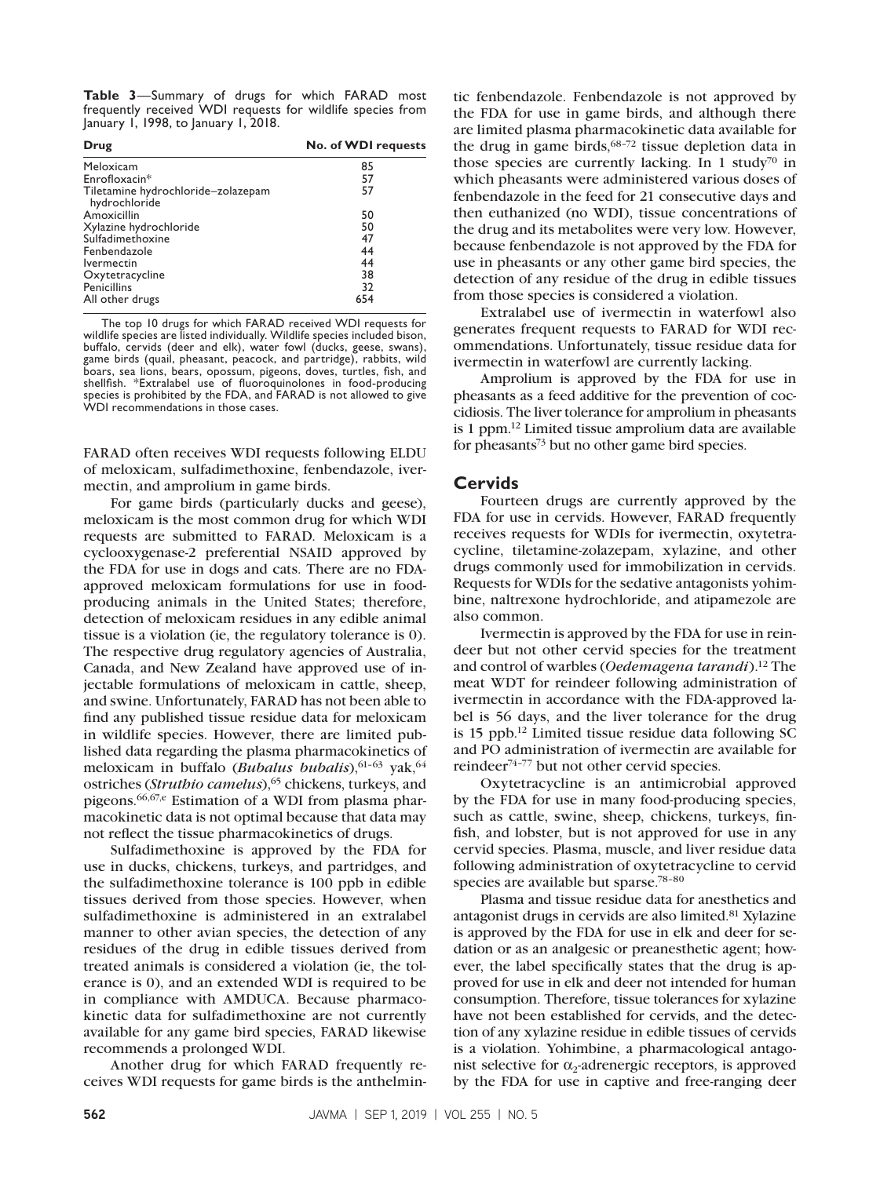**Table 3**—Summary of drugs for which FARAD most frequently received WDI requests for wildlife species from January 1, 1998, to January 1, 2018.

| Drug | No. of WDI requests |
|---|---|
| Meloxicam | 85 |
| Enrofloxacin* | 57 |
| Tiletamine hydrochloride–zolazepam hydrochloride | 57 |
| Amoxicillin | 50 |
| Xylazine hydrochloride | 50 |
| Sulfadimethoxine | 47 |
| Fenbendazole | 44 |
| Ivermectin | 44 |
| Oxytetracycline | 38 |
| Penicillins | 32 |
| All other drugs | 654 |

The top 10 drugs for which FARAD received WDI requests for wildlife species are listed individually. Wildlife species included bison, buffalo, cervids (deer and elk), water fowl (ducks, geese, swans), game birds (quail, pheasant, peacock, and partridge), rabbits, wild boars, sea lions, bears, opossum, pigeons, doves, turtles, fish, and shellfish. *Extralabel use of fluoroquinolones in food-producing species is prohibited by the FDA, and FARAD is not allowed to give WDI recommendations in those cases.

FARAD often receives WDI requests following ELDU of meloxicam, sulfadimethoxine, fenbendazole, ivermectin, and amprolium in game birds.

For game birds (particularly ducks and geese), meloxicam is the most common drug for which WDI requests are submitted to FARAD. Meloxicam is a cyclooxygenase-2 preferential NSAID approved by the FDA for use in dogs and cats. There are no FDA-approved meloxicam formulations for use in food-producing animals in the United States; therefore, detection of meloxicam residues in any edible animal tissue is a violation (ie, the regulatory tolerance is 0). The respective drug regulatory agencies of Australia, Canada, and New Zealand have approved use of injectable formulations of meloxicam in cattle, sheep, and swine. Unfortunately, FARAD has not been able to find any published tissue residue data for meloxicam in wildlife species. However, there are limited published data regarding the plasma pharmacokinetics of meloxicam in buffalo (*Bubalus bubalis*),[61–63] yak,[64] ostriches (*Struthio camelus*),[65] chickens, turkeys, and pigeons.[66,67,e] Estimation of a WDI from plasma pharmacokinetic data is not optimal because that data may not reflect the tissue pharmacokinetics of drugs.

Sulfadimethoxine is approved by the FDA for use in ducks, chickens, turkeys, and partridges, and the sulfadimethoxine tolerance is 100 ppb in edible tissues derived from those species. However, when sulfadimethoxine is administered in an extralabel manner to other avian species, the detection of any residues of the drug in edible tissues derived from treated animals is considered a violation (ie, the tolerance is 0), and an extended WDI is required to be in compliance with AMDUCA. Because pharmacokinetic data for sulfadimethoxine are not currently available for any game bird species, FARAD likewise recommends a prolonged WDI.

Another drug for which FARAD frequently receives WDI requests for game birds is the anthelmintic fenbendazole. Fenbendazole is not approved by the FDA for use in game birds, and although there are limited plasma pharmacokinetic data available for the drug in game birds,[68–72] tissue depletion data in those species are currently lacking. In 1 study[70] in which pheasants were administered various doses of fenbendazole in the feed for 21 consecutive days and then euthanized (no WDI), tissue concentrations of the drug and its metabolites were very low. However, because fenbendazole is not approved by the FDA for use in pheasants or any other game bird species, the detection of any residue of the drug in edible tissues from those species is considered a violation.

Extralabel use of ivermectin in waterfowl also generates frequent requests to FARAD for WDI recommendations. Unfortunately, tissue residue data for ivermectin in waterfowl are currently lacking.

Amprolium is approved by the FDA for use in pheasants as a feed additive for the prevention of coccidiosis. The liver tolerance for amprolium in pheasants is 1 ppm.[12] Limited tissue amprolium data are available for pheasants[73] but no other game bird species.

## Cervids

Fourteen drugs are currently approved by the FDA for use in cervids. However, FARAD frequently receives requests for WDIs for ivermectin, oxytetracycline, tiletamine-zolazepam, xylazine, and other drugs commonly used for immobilization in cervids. Requests for WDIs for the sedative antagonists yohimbine, naltrexone hydrochloride, and atipamezole are also common.

Ivermectin is approved by the FDA for use in reindeer but not other cervid species for the treatment and control of warbles (*Oedemagena tarandi*).[12] The meat WDT for reindeer following administration of ivermectin in accordance with the FDA-approved label is 56 days, and the liver tolerance for the drug is 15 ppb.[12] Limited tissue residue data following SC and PO administration of ivermectin are available for reindeer[74–77] but not other cervid species.

Oxytetracycline is an antimicrobial approved by the FDA for use in many food-producing species, such as cattle, swine, sheep, chickens, turkeys, finfish, and lobster, but is not approved for use in any cervid species. Plasma, muscle, and liver residue data following administration of oxytetracycline to cervid species are available but sparse.[78–80]

Plasma and tissue residue data for anesthetics and antagonist drugs in cervids are also limited.[81] Xylazine is approved by the FDA for use in elk and deer for sedation or as an analgesic or preanesthetic agent; however, the label specifically states that the drug is approved for use in elk and deer not intended for human consumption. Therefore, tissue tolerances for xylazine have not been established for cervids, and the detection of any xylazine residue in edible tissues of cervids is a violation. Yohimbine, a pharmacological antagonist selective for $\alpha_2$-adrenergic receptors, is approved by the FDA for use in captive and free-ranging deer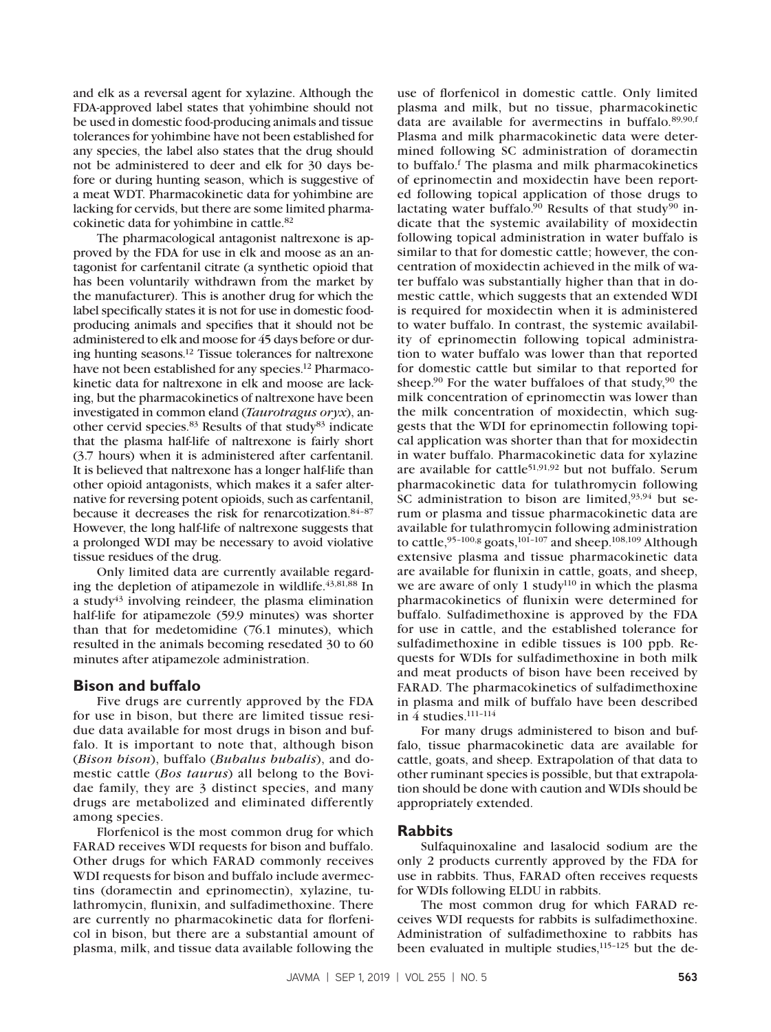and elk as a reversal agent for xylazine. Although the FDA-approved label states that yohimbine should not be used in domestic food-producing animals and tissue tolerances for yohimbine have not been established for any species, the label also states that the drug should not be administered to deer and elk for 30 days before or during hunting season, which is suggestive of a meat WDT. Pharmacokinetic data for yohimbine are lacking for cervids, but there are some limited pharmacokinetic data for yohimbine in cattle.[82]

The pharmacological antagonist naltrexone is approved by the FDA for use in elk and moose as an antagonist for carfentanil citrate (a synthetic opioid that has been voluntarily withdrawn from the market by the manufacturer). This is another drug for which the label specifically states it is not for use in domestic food-producing animals and specifies that it should not be administered to elk and moose for 45 days before or during hunting seasons.[12] Tissue tolerances for naltrexone have not been established for any species.[12] Pharmacokinetic data for naltrexone in elk and moose are lacking, but the pharmacokinetics of naltrexone have been investigated in common eland (*Taurotragus oryx*), another cervid species.[83] Results of that study[83] indicate that the plasma half-life of naltrexone is fairly short (3.7 hours) when it is administered after carfentanil. It is believed that naltrexone has a longer half-life than other opioid antagonists, which makes it a safer alternative for reversing potent opioids, such as carfentanil, because it decreases the risk for renarcotization.[84–87] However, the long half-life of naltrexone suggests that a prolonged WDI may be necessary to avoid violative tissue residues of the drug.

Only limited data are currently available regarding the depletion of atipamezole in wildlife.[43,81,88] In a study[43] involving reindeer, the plasma elimination half-life for atipamezole (59.9 minutes) was shorter than that for medetomidine (76.1 minutes), which resulted in the animals becoming resedated 30 to 60 minutes after atipamezole administration.

## Bison and buffalo

Five drugs are currently approved by the FDA for use in bison, but there are limited tissue residue data available for most drugs in bison and buffalo. It is important to note that, although bison (*Bison bison*), buffalo (*Bubalus bubalis*), and domestic cattle (*Bos taurus*) all belong to the Bovidae family, they are 3 distinct species, and many drugs are metabolized and eliminated differently among species.

Florfenicol is the most common drug for which FARAD receives WDI requests for bison and buffalo. Other drugs for which FARAD commonly receives WDI requests for bison and buffalo include avermectins (doramectin and eprinomectin), xylazine, tulathromycin, flunixin, and sulfadimethoxine. There are currently no pharmacokinetic data for florfenicol in bison, but there are a substantial amount of plasma, milk, and tissue data available following the use of florfenicol in domestic cattle. Only limited plasma and milk, but no tissue, pharmacokinetic data are available for avermectins in buffalo.[89,90,f] Plasma and milk pharmacokinetic data were determined following SC administration of doramectin to buffalo.[f] The plasma and milk pharmacokinetics of eprinomectin and moxidectin have been reported following topical application of those drugs to lactating water buffalo.[90] Results of that study[90] indicate that the systemic availability of moxidectin following topical administration in water buffalo is similar to that for domestic cattle; however, the concentration of moxidectin achieved in the milk of water buffalo was substantially higher than that in domestic cattle, which suggests that an extended WDI is required for moxidectin when it is administered to water buffalo. In contrast, the systemic availability of eprinomectin following topical administration to water buffalo was lower than that reported for domestic cattle but similar to that reported for sheep.[90] For the water buffaloes of that study,[90] the milk concentration of eprinomectin was lower than the milk concentration of moxidectin, which suggests that the WDI for eprinomectin following topical application was shorter than that for moxidectin in water buffalo. Pharmacokinetic data for xylazine are available for cattle[51,91,92] but not buffalo. Serum pharmacokinetic data for tulathromycin following SC administration to bison are limited,[93,94] but serum or plasma and tissue pharmacokinetic data are available for tulathromycin following administration to cattle,[95–100,g] goats,[101–107] and sheep.[108,109] Although extensive plasma and tissue pharmacokinetic data are available for flunixin in cattle, goats, and sheep, we are aware of only 1 study[110] in which the plasma pharmacokinetics of flunixin were determined for buffalo. Sulfadimethoxine is approved by the FDA for use in cattle, and the established tolerance for sulfadimethoxine in edible tissues is 100 ppb. Requests for WDIs for sulfadimethoxine in both milk and meat products of bison have been received by FARAD. The pharmacokinetics of sulfadimethoxine in plasma and milk of buffalo have been described in 4 studies.[111–114]

For many drugs administered to bison and buffalo, tissue pharmacokinetic data are available for cattle, goats, and sheep. Extrapolation of that data to other ruminant species is possible, but that extrapolation should be done with caution and WDIs should be appropriately extended.

## Rabbits

Sulfaquinoxaline and lasalocid sodium are the only 2 products currently approved by the FDA for use in rabbits. Thus, FARAD often receives requests for WDIs following ELDU in rabbits.

The most common drug for which FARAD receives WDI requests for rabbits is sulfadimethoxine. Administration of sulfadimethoxine to rabbits has been evaluated in multiple studies,[115–125] but the de-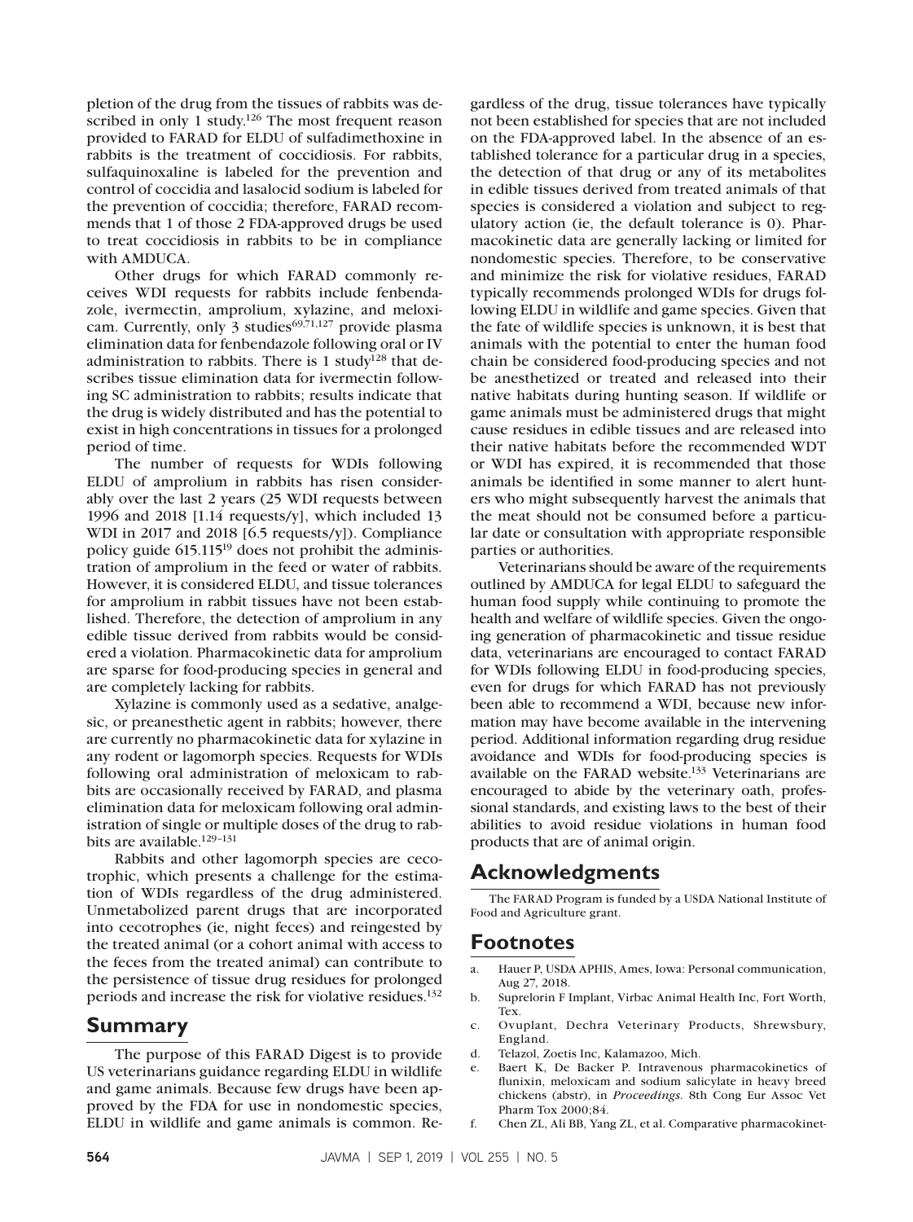pletion of the drug from the tissues of rabbits was described in only 1 study.[126] The most frequent reason provided to FARAD for ELDU of sulfadimethoxine in rabbits is the treatment of coccidiosis. For rabbits, sulfaquinoxaline is labeled for the prevention and control of coccidia and lasalocid sodium is labeled for the prevention of coccidia; therefore, FARAD recommends that 1 of those 2 FDA-approved drugs be used to treat coccidiosis in rabbits to be in compliance with AMDUCA.

Other drugs for which FARAD commonly receives WDI requests for rabbits include fenbendazole, ivermectin, amprolium, xylazine, and meloxicam. Currently, only 3 studies[69,71,127] provide plasma elimination data for fenbendazole following oral or IV administration to rabbits. There is 1 study[128] that describes tissue elimination data for ivermectin following SC administration to rabbits; results indicate that the drug is widely distributed and has the potential to exist in high concentrations in tissues for a prolonged period of time.

The number of requests for WDIs following ELDU of amprolium in rabbits has risen considerably over the last 2 years (25 WDI requests between 1996 and 2018 [1.14 requests/y], which included 13 WDI in 2017 and 2018 [6.5 requests/y]). Compliance policy guide 615.115[19] does not prohibit the administration of amprolium in the feed or water of rabbits. However, it is considered ELDU, and tissue tolerances for amprolium in rabbit tissues have not been established. Therefore, the detection of amprolium in any edible tissue derived from rabbits would be considered a violation. Pharmacokinetic data for amprolium are sparse for food-producing species in general and are completely lacking for rabbits.

Xylazine is commonly used as a sedative, analgesic, or preanesthetic agent in rabbits; however, there are currently no pharmacokinetic data for xylazine in any rodent or lagomorph species. Requests for WDIs following oral administration of meloxicam to rabbits are occasionally received by FARAD, and plasma elimination data for meloxicam following oral administration of single or multiple doses of the drug to rabbits are available.[129–131]

Rabbits and other lagomorph species are cecotrophic, which presents a challenge for the estimation of WDIs regardless of the drug administered. Unmetabolized parent drugs that are incorporated into cecotrophes (ie, night feces) and reingested by the treated animal (or a cohort animal with access to the feces from the treated animal) can contribute to the persistence of tissue drug residues for prolonged periods and increase the risk for violative residues.[132]

## Summary

The purpose of this FARAD Digest is to provide US veterinarians guidance regarding ELDU in wildlife and game animals. Because few drugs have been approved by the FDA for use in nondomestic species, ELDU in wildlife and game animals is common. Regardless of the drug, tissue tolerances have typically not been established for species that are not included on the FDA-approved label. In the absence of an established tolerance for a particular drug in a species, the detection of that drug or any of its metabolites in edible tissues derived from treated animals of that species is considered a violation and subject to regulatory action (ie, the default tolerance is 0). Pharmacokinetic data are generally lacking or limited for nondomestic species. Therefore, to be conservative and minimize the risk for violative residues, FARAD typically recommends prolonged WDIs for drugs following ELDU in wildlife and game species. Given that the fate of wildlife species is unknown, it is best that animals with the potential to enter the human food chain be considered food-producing species and not be anesthetized or treated and released into their native habitats during hunting season. If wildlife or game animals must be administered drugs that might cause residues in edible tissues and are released into their native habitats before the recommended WDT or WDI has expired, it is recommended that those animals be identified in some manner to alert hunters who might subsequently harvest the animals that the meat should not be consumed before a particular date or consultation with appropriate responsible parties or authorities.

Veterinarians should be aware of the requirements outlined by AMDUCA for legal ELDU to safeguard the human food supply while continuing to promote the health and welfare of wildlife species. Given the ongoing generation of pharmacokinetic and tissue residue data, veterinarians are encouraged to contact FARAD for WDIs following ELDU in food-producing species, even for drugs for which FARAD has not previously been able to recommend a WDI, because new information may have become available in the intervening period. Additional information regarding drug residue avoidance and WDIs for food-producing species is available on the FARAD website.[133] Veterinarians are encouraged to abide by the veterinary oath, professional standards, and existing laws to the best of their abilities to avoid residue violations in human food products that are of animal origin.

## Acknowledgments

The FARAD Program is funded by a USDA National Institute of Food and Agriculture grant.

## Footnotes

a. Hauer P, USDA APHIS, Ames, Iowa: Personal communication, Aug 27, 2018.
b. Suprelorin F Implant, Virbac Animal Health Inc, Fort Worth, Tex.
c. Ovuplant, Dechra Veterinary Products, Shrewsbury, England.
d. Telazol, Zoetis Inc, Kalamazoo, Mich.
e. Baert K, De Backer P. Intravenous pharmacokinetics of flunixin, meloxicam and sodium salicylate in heavy breed chickens (abstr), in *Proceedings*. 8th Cong Eur Assoc Vet Pharm Tox 2000;84.
f. Chen ZL, Ali BB, Yang ZL, et al. Comparative pharmacokinet-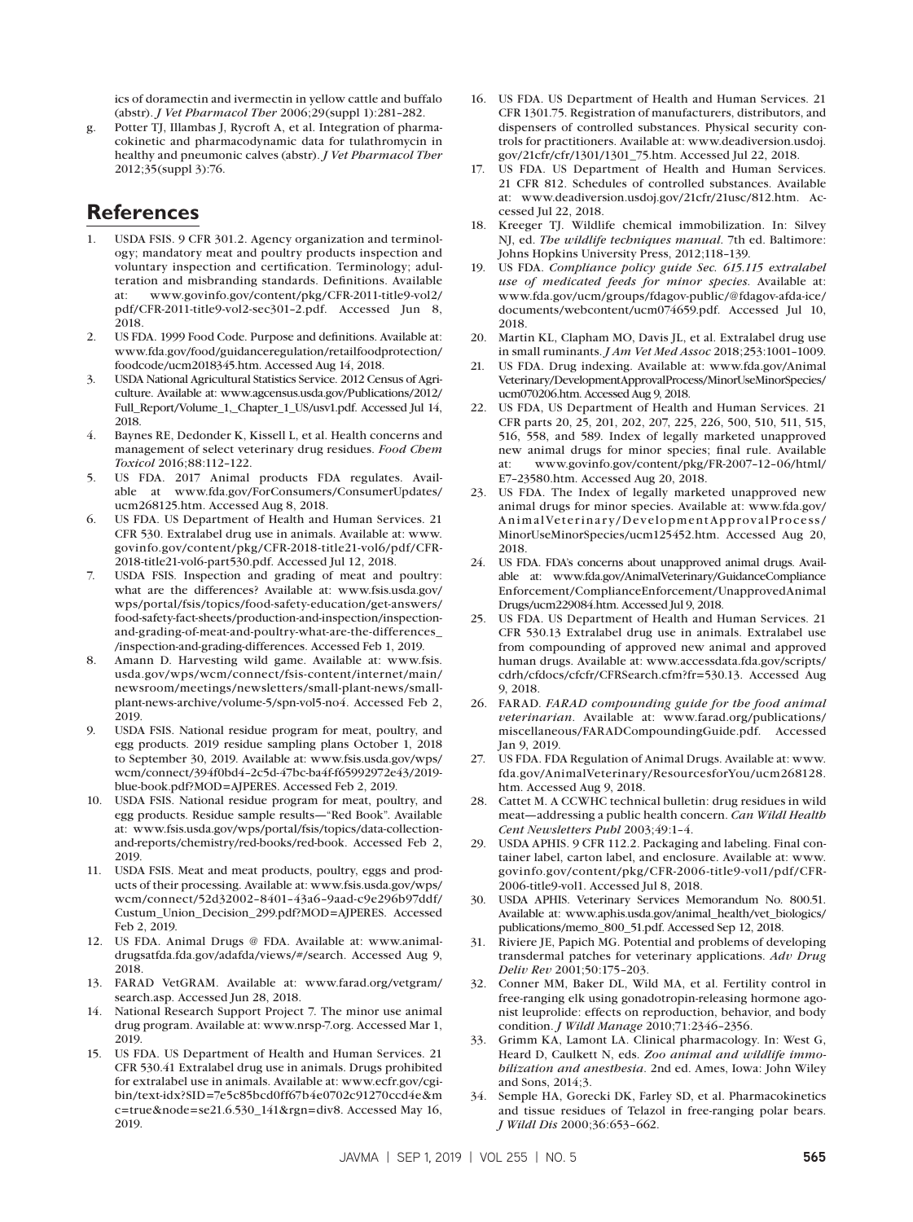ics of doramectin and ivermectin in yellow cattle and buffalo (abstr). *J Vet Pharmacol Ther* 2006;29(suppl 1):281–282.

g. Potter TJ, Illambas J, Rycroft A, et al. Integration of pharmacokinetic and pharmacodynamic data for tulathromycin in healthy and pneumonic calves (abstr). *J Vet Pharmacol Ther* 2012;35(suppl 3):76.

## References

1. USDA FSIS. 9 CFR 301.2. Agency organization and terminology; mandatory meat and poultry products inspection and voluntary inspection and certification. Terminology; adulteration and misbranding standards. Definitions. Available at: www.govinfo.gov/content/pkg/CFR-2011-title9-vol2/pdf/CFR-2011-title9-vol2-sec301-2.pdf. Accessed Jun 8, 2018.
2. US FDA. 1999 Food Code. Purpose and definitions. Available at: www.fda.gov/food/guidanceregulation/retailfoodprotection/foodcode/ucm2018345.htm. Accessed Aug 14, 2018.
3. USDA National Agricultural Statistics Service. 2012 Census of Agriculture. Available at: www.agcensus.usda.gov/Publications/2012/Full_Report/Volume_1,_Chapter_1_US/usv1.pdf. Accessed Jul 14, 2018.
4. Baynes RE, Dedonder K, Kissell L, et al. Health concerns and management of select veterinary drug residues. *Food Chem Toxicol* 2016;88:112–122.
5. US FDA. 2017 Animal products FDA regulates. Available at www.fda.gov/ForConsumers/ConsumerUpdates/ucm268125.htm. Accessed Aug 8, 2018.
6. US FDA. US Department of Health and Human Services. 21 CFR 530. Extralabel drug use in animals. Available at: www.govinfo.gov/content/pkg/CFR-2018-title21-vol6/pdf/CFR-2018-title21-vol6-part530.pdf. Accessed Jul 12, 2018.
7. USDA FSIS. Inspection and grading of meat and poultry: what are the differences? Available at: www.fsis.usda.gov/wps/portal/fsis/topics/food-safety-education/get-answers/food-safety-fact-sheets/production-and-inspection/inspection-and-grading-of-meat-and-poultry-what-are-the-differences_/inspection-and-grading-differences. Accessed Feb 1, 2019.
8. Amann D. Harvesting wild game. Available at: www.fsis.usda.gov/wps/wcm/connect/fsis-content/internet/main/newsroom/meetings/newsletters/small-plant-news/small-plant-news-archive/volume-5/spn-vol5-no4. Accessed Feb 2, 2019.
9. USDA FSIS. National residue program for meat, poultry, and egg products. 2019 residue sampling plans October 1, 2018 to September 30, 2019. Available at: www.fsis.usda.gov/wps/wcm/connect/394f0bd4-2c5d-47bc-ba4f-f65992972e43/2019-blue-book.pdf?MOD=AJPERES. Accessed Feb 2, 2019.
10. USDA FSIS. National residue program for meat, poultry, and egg products. Residue sample results—"Red Book". Available at: www.fsis.usda.gov/wps/portal/fsis/topics/data-collection-and-reports/chemistry/red-books/red-book. Accessed Feb 2, 2019.
11. USDA FSIS. Meat and meat products, poultry, eggs and products of their processing. Available at: www.fsis.usda.gov/wps/wcm/connect/52d32002-8401-43a6-9aad-c9e296b97ddf/Custum_Union_Decision_299.pdf?MOD=AJPERES. Accessed Feb 2, 2019.
12. US FDA. Animal Drugs @ FDA. Available at: www.animaldrugsatfda.fda.gov/adafda/views/#/search. Accessed Aug 9, 2018.
13. FARAD VetGRAM. Available at: www.farad.org/vetgram/search.asp. Accessed Jun 28, 2018.
14. National Research Support Project 7. The minor use animal drug program. Available at: www.nrsp-7.org. Accessed Mar 1, 2019.
15. US FDA. US Department of Health and Human Services. 21 CFR 530.41 Extralabel drug use in animals. Drugs prohibited for extralabel use in animals. Available at: www.ecfr.gov/cgi-bin/text-idx?SID=7e5c85bcd0ff67b4e0702c91270ccd4e&mc=true&node=se21.6.530_141&rgn=div8. Accessed May 16, 2019.
16. US FDA. US Department of Health and Human Services. 21 CFR 1301.75. Registration of manufacturers, distributors, and dispensers of controlled substances. Physical security controls for practitioners. Available at: www.deadiversion.usdoj.gov/21cfr/cfr/1301/1301_75.htm. Accessed Jul 22, 2018.
17. US FDA. US Department of Health and Human Services. 21 CFR 812. Schedules of controlled substances. Available at: www.deadiversion.usdoj.gov/21cfr/21usc/812.htm. Accessed Jul 22, 2018.
18. Kreeger TJ. Wildlife chemical immobilization. In: Silvey NJ, ed. *The wildlife techniques manual*. 7th ed. Baltimore: Johns Hopkins University Press, 2012;118–139.
19. US FDA. *Compliance policy guide Sec. 615.115 extralabel use of medicated feeds for minor species.* Available at: www.fda.gov/ucm/groups/fdagov-public/@fdagov-afda-ice/documents/webcontent/ucm074659.pdf. Accessed Jul 10, 2018.
20. Martin KL, Clapham MO, Davis JL, et al. Extralabel drug use in small ruminants. *J Am Vet Med Assoc* 2018;253:1001–1009.
21. US FDA. Drug indexing. Available at: www.fda.gov/AnimalVeterinary/DevelopmentApprovalProcess/MinorUseMinorSpecies/ucm070206.htm. Accessed Aug 9, 2018.
22. US FDA, US Department of Health and Human Services. 21 CFR parts 20, 25, 201, 202, 207, 225, 226, 500, 510, 511, 515, 516, 558, and 589. Index of legally marketed unapproved new animal drugs for minor species; final rule. Available at: www.govinfo.gov/content/pkg/FR-2007-12-06/html/E7-23580.htm. Accessed Aug 20, 2018.
23. US FDA. The Index of legally marketed unapproved new animal drugs for minor species. Available at: www.fda.gov/AnimalVeterinary/DevelopmentApprovalProcess/MinorUseMinorSpecies/ucm125452.htm. Accessed Aug 20, 2018.
24. US FDA. FDA's concerns about unapproved animal drugs. Available at: www.fda.gov/AnimalVeterinary/GuidanceComplianceEnforcement/ComplianceEnforcement/UnapprovedAnimalDrugs/ucm229084.htm. Accessed Jul 9, 2018.
25. US FDA. US Department of Health and Human Services. 21 CFR 530.13 Extralabel drug use in animals. Extralabel use from compounding of approved new animal and approved human drugs. Available at: www.accessdata.fda.gov/scripts/cdrh/cfdocs/cfcfr/CFRSearch.cfm?fr=530.13. Accessed Aug 9, 2018.
26. FARAD. *FARAD compounding guide for the food animal veterinarian*. Available at: www.farad.org/publications/miscellaneous/FARADCompoundingGuide.pdf. Accessed Jan 9, 2019.
27. US FDA. FDA Regulation of Animal Drugs. Available at: www.fda.gov/AnimalVeterinary/ResourcesforYou/ucm268128.htm. Accessed Aug 9, 2018.
28. Cattet M. A CCWHC technical bulletin: drug residues in wild meat—addressing a public health concern. *Can Wildl Health Cent Newsletters Publ* 2003;49:1–4.
29. USDA APHIS. 9 CFR 112.2. Packaging and labeling. Final container label, carton label, and enclosure. Available at: www.govinfo.gov/content/pkg/CFR-2006-title9-vol1/pdf/CFR-2006-title9-vol1. Accessed Jul 8, 2018.
30. USDA APHIS. Veterinary Services Memorandum No. 800.51. Available at: www.aphis.usda.gov/animal_health/vet_biologics/publications/memo_800_51.pdf. Accessed Sep 12, 2018.
31. Riviere JE, Papich MG. Potential and problems of developing transdermal patches for veterinary applications. *Adv Drug Deliv Rev* 2001;50:175–203.
32. Conner MM, Baker DL, Wild MA, et al. Fertility control in free-ranging elk using gonadotropin-releasing hormone agonist leuprolide: effects on reproduction, behavior, and body condition. *J Wildl Manage* 2010;71:2346–2356.
33. Grimm KA, Lamont LA. Clinical pharmacology. In: West G, Heard D, Caulkett N, eds. *Zoo animal and wildlife immobilization and anesthesia*. 2nd ed. Ames, Iowa: John Wiley and Sons, 2014;3.
34. Semple HA, Gorecki DK, Farley SD, et al. Pharmacokinetics and tissue residues of Telazol in free-ranging polar bears. *J Wildl Dis* 2000;36:653–662.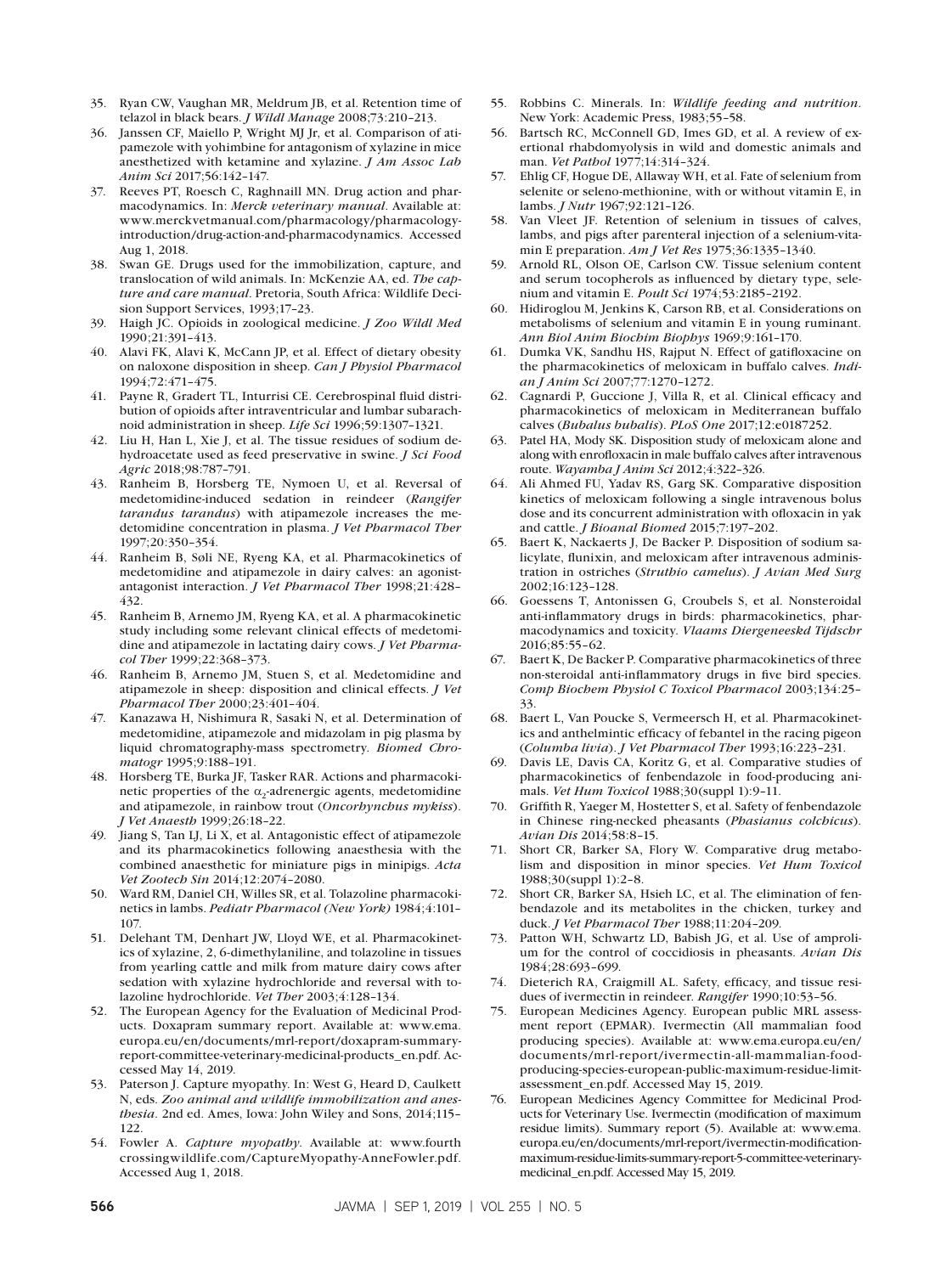35. Ryan CW, Vaughan MR, Meldrum JB, et al. Retention time of telazol in black bears. *J Wildl Manage* 2008;73:210–213.
36. Janssen CF, Maiello P, Wright MJ Jr, et al. Comparison of atipamezole with yohimbine for antagonism of xylazine in mice anesthetized with ketamine and xylazine. *J Am Assoc Lab Anim Sci* 2017;56:142–147.
37. Reeves PT, Roesch C, Raghnaill MN. Drug action and pharmacodynamics. In: *Merck veterinary manual*. Available at: www.merckvetmanual.com/pharmacology/pharmacology-introduction/drug-action-and-pharmacodynamics. Accessed Aug 1, 2018.
38. Swan GE. Drugs used for the immobilization, capture, and translocation of wild animals. In: McKenzie AA, ed. *The capture and care manual*. Pretoria, South Africa: Wildlife Decision Support Services, 1993;17–23.
39. Haigh JC. Opioids in zoological medicine. *J Zoo Wildl Med* 1990;21:391–413.
40. Alavi FK, Alavi K, McCann JP, et al. Effect of dietary obesity on naloxone disposition in sheep. *Can J Physiol Pharmacol* 1994;72:471–475.
41. Payne R, Gradert TL, Inturrisi CE. Cerebrospinal fluid distribution of opioids after intraventricular and lumbar subarachnoid administration in sheep. *Life Sci* 1996;59:1307–1321.
42. Liu H, Han L, Xie J, et al. The tissue residues of sodium dehydroacetate used as feed preservative in swine. *J Sci Food Agric* 2018;98:787–791.
43. Ranheim B, Horsberg TE, Nymoen U, et al. Reversal of medetomidine-induced sedation in reindeer (*Rangifer tarandus tarandus*) with atipamezole increases the medetomidine concentration in plasma. *J Vet Pharmacol Ther* 1997;20:350–354.
44. Ranheim B, Søli NE, Ryeng KA, et al. Pharmacokinetics of medetomidine and atipamezole in dairy calves: an agonist-antagonist interaction. *J Vet Pharmacol Ther* 1998;21:428–432.
45. Ranheim B, Arnemo JM, Ryeng KA, et al. A pharmacokinetic study including some relevant clinical effects of medetomidine and atipamezole in lactating dairy cows. *J Vet Pharmacol Ther* 1999;22:368–373.
46. Ranheim B, Arnemo JM, Stuen S, et al. Medetomidine and atipamezole in sheep: disposition and clinical effects. *J Vet Pharmacol Ther* 2000;23:401–404.
47. Kanazawa H, Nishimura R, Sasaki N, et al. Determination of medetomidine, atipamezole and midazolam in pig plasma by liquid chromatography-mass spectrometry. *Biomed Chromatogr* 1995;9:188–191.
48. Horsberg TE, Burka JF, Tasker RAR. Actions and pharmacokinetic properties of the $\alpha_2$-adrenergic agents, medetomidine and atipamezole, in rainbow trout (*Oncorhynchus mykiss*). *J Vet Anaesth* 1999;26:18–22.
49. Jiang S, Tan LJ, Li X, et al. Antagonistic effect of atipamezole and its pharmacokinetics following anaesthesia with the combined anaesthetic for miniature pigs in minipigs. *Acta Vet Zootech Sin* 2014;12:2074–2080.
50. Ward RM, Daniel CH, Willes SR, et al. Tolazoline pharmacokinetics in lambs. *Pediatr Pharmacol (New York)* 1984;4:101–107.
51. Delehant TM, Denhart JW, Lloyd WE, et al. Pharmacokinetics of xylazine, 2, 6-dimethylaniline, and tolazoline in tissues from yearling cattle and milk from mature dairy cows after sedation with xylazine hydrochloride and reversal with tolazoline hydrochloride. *Vet Ther* 2003;4:128–134.
52. The European Agency for the Evaluation of Medicinal Products. Doxapram summary report. Available at: www.ema.europa.eu/en/documents/mrl-report/doxapram-summary-report-committee-veterinary-medicinal-products_en.pdf. Accessed May 14, 2019.
53. Paterson J. Capture myopathy. In: West G, Heard D, Caulkett N, eds. *Zoo animal and wildlife immobilization and anesthesia*. 2nd ed. Ames, Iowa: John Wiley and Sons, 2014;115–122.
54. Fowler A. *Capture myopathy*. Available at: www.fourthcrossingwildlife.com/CaptureMyopathy-AnneFowler.pdf. Accessed Aug 1, 2018.
55. Robbins C. Minerals. In: *Wildlife feeding and nutrition*. New York: Academic Press, 1983;55–58.
56. Bartsch RC, McConnell GD, Imes GD, et al. A review of exertional rhabdomyolysis in wild and domestic animals and man. *Vet Pathol* 1977;14:314–324.
57. Ehlig CF, Hogue DE, Allaway WH, et al. Fate of selenium from selenite or seleno-methionine, with or without vitamin E, in lambs. *J Nutr* 1967;92:121–126.
58. Van Vleet JF. Retention of selenium in tissues of calves, lambs, and pigs after parenteral injection of a selenium-vitamin E preparation. *Am J Vet Res* 1975;36:1335–1340.
59. Arnold RL, Olson OE, Carlson CW. Tissue selenium content and serum tocopherols as influenced by dietary type, selenium and vitamin E. *Poult Sci* 1974;53:2185–2192.
60. Hidiroglou M, Jenkins K, Carson RB, et al. Considerations on metabolisms of selenium and vitamin E in young ruminant. *Ann Biol Anim Biochim Biophys* 1969;9:161–170.
61. Dumka VK, Sandhu HS, Rajput N. Effect of gatifloxacine on the pharmacokinetics of meloxicam in buffalo calves. *Indian J Anim Sci* 2007;77:1270–1272.
62. Cagnardi P, Guccione J, Villa R, et al. Clinical efficacy and pharmacokinetics of meloxicam in Mediterranean buffalo calves (*Bubalus bubalis*). *PLoS One* 2017;12:e0187252.
63. Patel HA, Mody SK. Disposition study of meloxicam alone and along with enrofloxacin in male buffalo calves after intravenous route. *Wayamba J Anim Sci* 2012;4:322–326.
64. Ali Ahmed FU, Yadav RS, Garg SK. Comparative disposition kinetics of meloxicam following a single intravenous bolus dose and its concurrent administration with ofloxacin in yak and cattle. *J Bioanal Biomed* 2015;7:197–202.
65. Baert K, Nackaerts J, De Backer P. Disposition of sodium salicylate, flunixin, and meloxicam after intravenous administration in ostriches (*Struthio camelus*). *J Avian Med Surg* 2002;16:123–128.
66. Goessens T, Antonissen G, Croubels S, et al. Nonsteroidal anti-inflammatory drugs in birds: pharmacokinetics, pharmacodynamics and toxicity. *Vlaams Diergeneeskd Tijdschr* 2016;85:55–62.
67. Baert K, De Backer P. Comparative pharmacokinetics of three non-steroidal anti-inflammatory drugs in five bird species. *Comp Biochem Physiol C Toxicol Pharmacol* 2003;134:25–33.
68. Baert L, Van Poucke S, Vermeersch H, et al. Pharmacokinetics and anthelmintic efficacy of febantel in the racing pigeon (*Columba livia*). *J Vet Pharmacol Ther* 1993;16:223–231.
69. Davis LE, Davis CA, Koritz G, et al. Comparative studies of pharmacokinetics of fenbendazole in food-producing animals. *Vet Hum Toxicol* 1988;30(suppl 1):9–11.
70. Griffith R, Yaeger M, Hostetter S, et al. Safety of fenbendazole in Chinese ring-necked pheasants (*Phasianus colchicus*). *Avian Dis* 2014;58:8–15.
71. Short CR, Barker SA, Flory W. Comparative drug metabolism and disposition in minor species. *Vet Hum Toxicol* 1988;30(suppl 1):2–8.
72. Short CR, Barker SA, Hsieh LC, et al. The elimination of fenbendazole and its metabolites in the chicken, turkey and duck. *J Vet Pharmacol Ther* 1988;11:204–209.
73. Patton WH, Schwartz LD, Babish JG, et al. Use of amprolium for the control of coccidiosis in pheasants. *Avian Dis* 1984;28:693–699.
74. Dieterich RA, Craigmill AL. Safety, efficacy, and tissue residues of ivermectin in reindeer. *Rangifer* 1990;10:53–56.
75. European Medicines Agency. European public MRL assessment report (EPMAR). Ivermectin (All mammalian food producing species). Available at: www.ema.europa.eu/en/documents/mrl-report/ivermectin-all-mammalian-food-producing-species-european-public-maximum-residue-limit-assessment_en.pdf. Accessed May 15, 2019.
76. European Medicines Agency Committee for Medicinal Products for Veterinary Use. Ivermectin (modification of maximum residue limits). Summary report (5). Available at: www.ema.europa.eu/en/documents/mrl-report/ivermectin-modification-maximum-residue-limits-summary-report-5-committee-veterinary-medicinal_en.pdf. Accessed May 15, 2019.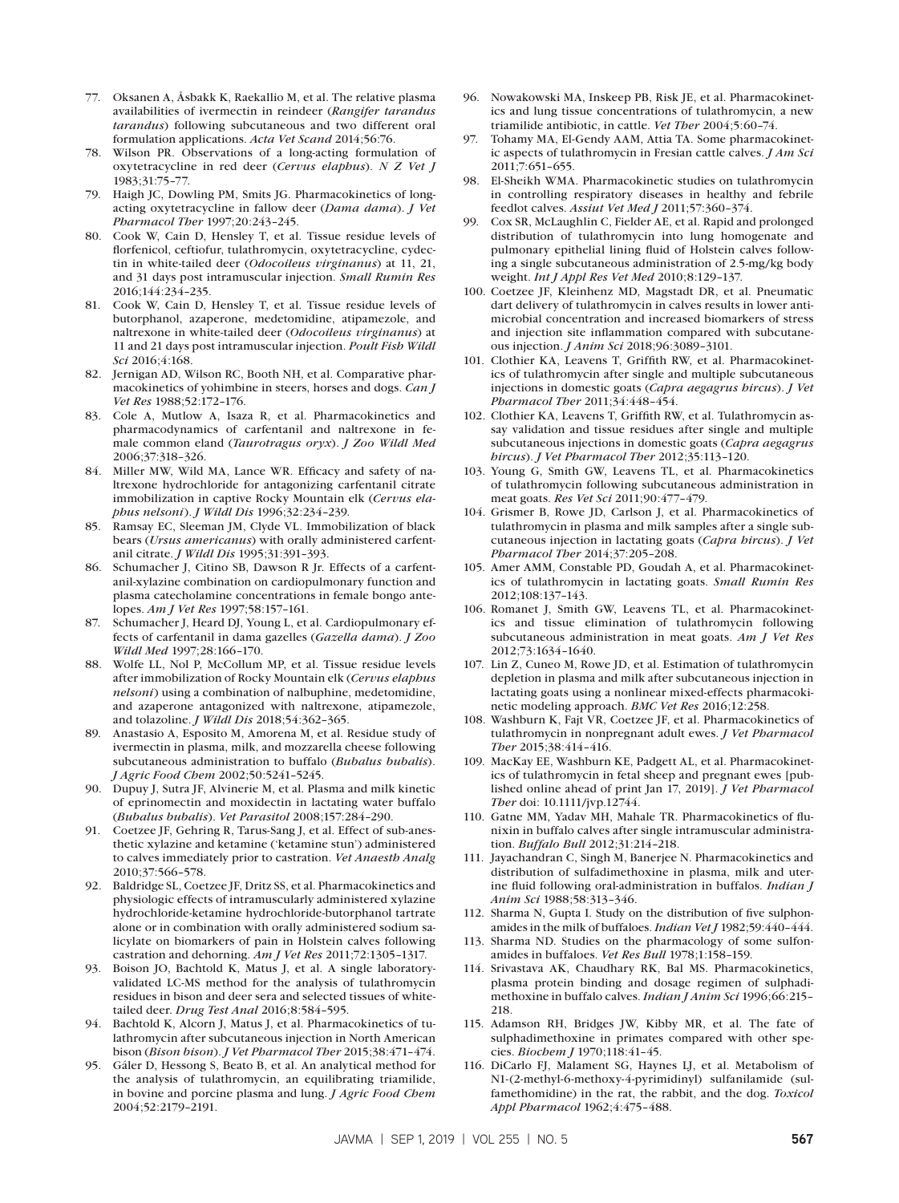77. Oksanen A, Åsbakk K, Raekallio M, et al. The relative plasma availabilities of ivermectin in reindeer (*Rangifer tarandus tarandus*) following subcutaneous and two different oral formulation applications. *Acta Vet Scand* 2014;56:76.
78. Wilson PR. Observations of a long-acting formulation of oxytetracycline in red deer (*Cervus elaphus*). *N Z Vet J* 1983;31:75–77.
79. Haigh JC, Dowling PM, Smits JG. Pharmacokinetics of long-acting oxytetracycline in fallow deer (*Dama dama*). *J Vet Pharmacol Ther* 1997;20:243–245.
80. Cook W, Cain D, Hensley T, et al. Tissue residue levels of florfenicol, ceftiofur, tulathromycin, oxytetracycline, cydectin in white-tailed deer (*Odocoileus virginanus*) at 11, 21, and 31 days post intramuscular injection. *Small Rumin Res* 2016;144:234–235.
81. Cook W, Cain D, Hensley T, et al. Tissue residue levels of butorphanol, azaperone, medetomidine, atipamezole, and naltrexone in white-tailed deer (*Odocoileus virginanus*) at 11 and 21 days post intramuscular injection. *Poult Fish Wildl Sci* 2016;4:168.
82. Jernigan AD, Wilson RC, Booth NH, et al. Comparative pharmacokinetics of yohimbine in steers, horses and dogs. *Can J Vet Res* 1988;52:172–176.
83. Cole A, Mutlow A, Isaza R, et al. Pharmacokinetics and pharmacodynamics of carfentanil and naltrexone in female common eland (*Taurotragus oryx*). *J Zoo Wildl Med* 2006;37:318–326.
84. Miller MW, Wild MA, Lance WR. Efficacy and safety of naltrexone hydrochloride for antagonizing carfentanil citrate immobilization in captive Rocky Mountain elk (*Cervus elaphus nelsoni*). *J Wildl Dis* 1996;32:234–239.
85. Ramsay EC, Sleeman JM, Clyde VL. Immobilization of black bears (*Ursus americanus*) with orally administered carfentanil citrate. *J Wildl Dis* 1995;31:391–393.
86. Schumacher J, Citino SB, Dawson R Jr. Effects of a carfentanil-xylazine combination on cardiopulmonary function and plasma catecholamine concentrations in female bongo antelopes. *Am J Vet Res* 1997;58:157–161.
87. Schumacher J, Heard DJ, Young L, et al. Cardiopulmonary effects of carfentanil in dama gazelles (*Gazella dama*). *J Zoo Wildl Med* 1997;28:166–170.
88. Wolfe LL, Nol P, McCollum MP, et al. Tissue residue levels after immobilization of Rocky Mountain elk (*Cervus elaphus nelsoni*) using a combination of nalbuphine, medetomidine, and azaperone antagonized with naltrexone, atipamezole, and tolazoline. *J Wildl Dis* 2018;54:362–365.
89. Anastasio A, Esposito M, Amorena M, et al. Residue study of ivermectin in plasma, milk, and mozzarella cheese following subcutaneous administration to buffalo (*Bubalus bubalis*). *J Agric Food Chem* 2002;50:5241–5245.
90. Dupuy J, Sutra JF, Alvinerie M, et al. Plasma and milk kinetic of eprinomectin and moxidectin in lactating water buffalo (*Bubalus bubalis*). *Vet Parasitol* 2008;157:284–290.
91. Coetzee JF, Gehring R, Tarus-Sang J, et al. Effect of sub-anesthetic xylazine and ketamine ('ketamine stun') administered to calves immediately prior to castration. *Vet Anaesth Analg* 2010;37:566–578.
92. Baldridge SL, Coetzee JF, Dritz SS, et al. Pharmacokinetics and physiologic effects of intramuscularly administered xylazine hydrochloride-ketamine hydrochloride-butorphanol tartrate alone or in combination with orally administered sodium salicylate on biomarkers of pain in Holstein calves following castration and dehorning. *Am J Vet Res* 2011;72:1305–1317.
93. Boison JO, Bachtold K, Matus J, et al. A single laboratory-validated LC-MS method for the analysis of tulathromycin residues in bison and deer sera and selected tissues of white-tailed deer. *Drug Test Anal* 2016;8:584–595.
94. Bachtold K, Alcorn J, Matus J, et al. Pharmacokinetics of tulathromycin after subcutaneous injection in North American bison (*Bison bison*). *J Vet Pharmacol Ther* 2015;38:471–474.
95. Gáler D, Hessong S, Beato B, et al. An analytical method for the analysis of tulathromycin, an equilibrating triamilide, in bovine and porcine plasma and lung. *J Agric Food Chem* 2004;52:2179–2191.
96. Nowakowski MA, Inskeep PB, Risk JE, et al. Pharmacokinetics and lung tissue concentrations of tulathromycin, a new triamilide antibiotic, in cattle. *Vet Ther* 2004;5:60–74.
97. Tohamy MA, El-Gendy AAM, Attia TA. Some pharmacokinetic aspects of tulathromycin in Fresian cattle calves. *J Am Sci* 2011;7:651–655.
98. El-Sheikh WMA. Pharmacokinetic studies on tulathromycin in controlling respiratory diseases in healthy and febrile feedlot calves. *Assiut Vet Med J* 2011;57:360–374.
99. Cox SR, McLaughlin C, Fielder AE, et al. Rapid and prolonged distribution of tulathromycin into lung homogenate and pulmonary epithelial lining fluid of Holstein calves following a single subcutaneous administration of 2.5-mg/kg body weight. *Int J Appl Res Vet Med* 2010;8:129–137.
100. Coetzee JF, Kleinhenz MD, Magstadt DR, et al. Pneumatic dart delivery of tulathromycin in calves results in lower antimicrobial concentration and increased biomarkers of stress and injection site inflammation compared with subcutaneous injection. *J Anim Sci* 2018;96:3089–3101.
101. Clothier KA, Leavens T, Griffith RW, et al. Pharmacokinetics of tulathromycin after single and multiple subcutaneous injections in domestic goats (*Capra aegagrus hircus*). *J Vet Pharmacol Ther* 2011;34:448–454.
102. Clothier KA, Leavens T, Griffith RW, et al. Tulathromycin assay validation and tissue residues after single and multiple subcutaneous injections in domestic goats (*Capra aegagrus hircus*). *J Vet Pharmacol Ther* 2012;35:113–120.
103. Young G, Smith GW, Leavens TL, et al. Pharmacokinetics of tulathromycin following subcutaneous administration in meat goats. *Res Vet Sci* 2011;90:477–479.
104. Grismer B, Rowe JD, Carlson J, et al. Pharmacokinetics of tulathromycin in plasma and milk samples after a single subcutaneous injection in lactating goats (*Capra hircus*). *J Vet Pharmacol Ther* 2014;37:205–208.
105. Amer AMM, Constable PD, Goudah A, et al. Pharmacokinetics of tulathromycin in lactating goats. *Small Rumin Res* 2012;108:137–143.
106. Romanet J, Smith GW, Leavens TL, et al. Pharmacokinetics and tissue elimination of tulathromycin following subcutaneous administration in meat goats. *Am J Vet Res* 2012;73:1634–1640.
107. Lin Z, Cuneo M, Rowe JD, et al. Estimation of tulathromycin depletion in plasma and milk after subcutaneous injection in lactating goats using a nonlinear mixed-effects pharmacokinetic modeling approach. *BMC Vet Res* 2016;12:258.
108. Washburn K, Fajt VR, Coetzee JF, et al. Pharmacokinetics of tulathromycin in nonpregnant adult ewes. *J Vet Pharmacol Ther* 2015;38:414–416.
109. MacKay EE, Washburn KE, Padgett AL, et al. Pharmacokinetics of tulathromycin in fetal sheep and pregnant ewes [published online ahead of print Jan 17, 2019]. *J Vet Pharmacol Ther* doi: 10.1111/jvp.12744.
110. Gatne MM, Yadav MH, Mahale TR. Pharmacokinetics of flunixin in buffalo calves after single intramuscular administration. *Buffalo Bull* 2012;31:214–218.
111. Jayachandran C, Singh M, Banerjee N. Pharmacokinetics and distribution of sulfadimethoxine in plasma, milk and uterine fluid following oral-administration in buffalos. *Indian J Anim Sci* 1988;58:313–346.
112. Sharma N, Gupta I. Study on the distribution of five sulphonamides in the milk of buffaloes. *Indian Vet J* 1982;59:440–444.
113. Sharma ND. Studies on the pharmacology of some sulfonamides in buffaloes. *Vet Res Bull* 1978;1:158–159.
114. Srivastava AK, Chaudhary RK, Bal MS. Pharmacokinetics, plasma protein binding and dosage regimen of sulphadimethoxine in buffalo calves. *Indian J Anim Sci* 1996;66:215–218.
115. Adamson RH, Bridges JW, Kibby MR, et al. The fate of sulphadimethoxine in primates compared with other species. *Biochem J* 1970;118:41–45.
116. DiCarlo FJ, Malament SG, Haynes LJ, et al. Metabolism of N1-(2-methyl-6-methoxy-4-pyrimidinyl) sulfanilamide (sulfamethomidine) in the rat, the rabbit, and the dog. *Toxicol Appl Pharmacol* 1962;4:475–488.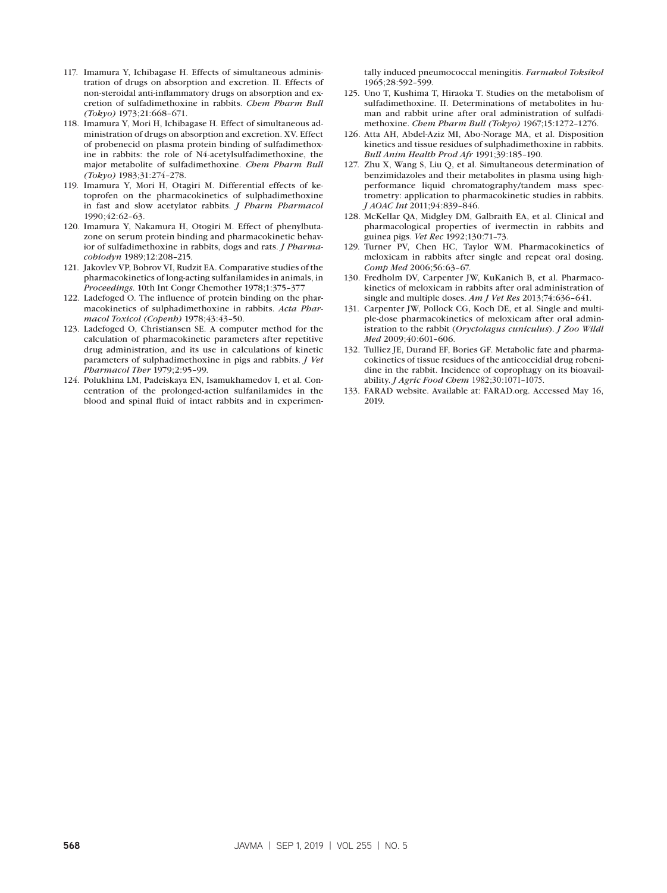117. Imamura Y, Ichibagase H. Effects of simultaneous administration of drugs on absorption and excretion. II. Effects of non-steroidal anti-inflammatory drugs on absorption and excretion of sulfadimethoxine in rabbits. *Chem Pharm Bull (Tokyo)* 1973;21:668–671.
118. Imamura Y, Mori H, Ichibagase H. Effect of simultaneous administration of drugs on absorption and excretion. XV. Effect of probenecid on plasma protein binding of sulfadimethoxine in rabbits: the role of N4-acetylsulfadimethoxine, the major metabolite of sulfadimethoxine. *Chem Pharm Bull (Tokyo)* 1983;31:274–278.
119. Imamura Y, Mori H, Otagiri M. Differential effects of ketoprofen on the pharmacokinetics of sulphadimethoxine in fast and slow acetylator rabbits. *J Pharm Pharmacol* 1990;42:62–63.
120. Imamura Y, Nakamura H, Otagiri M. Effect of phenylbutazone on serum protein binding and pharmacokinetic behavior of sulfadimethoxine in rabbits, dogs and rats. *J Pharmacobiodyn* 1989;12:208–215.
121. Jakovlev VP, Bobrov VI, Rudzit EA. Comparative studies of the pharmacokinetics of long-acting sulfanilamides in animals, in *Proceedings*. 10th Int Congr Chemother 1978;1:375–377
122. Ladefoged O. The influence of protein binding on the pharmacokinetics of sulphadimethoxine in rabbits. *Acta Pharmacol Toxicol (Copenh)* 1978;43:43–50.
123. Ladefoged O, Christiansen SE. A computer method for the calculation of pharmacokinetic parameters after repetitive drug administration, and its use in calculations of kinetic parameters of sulphadimethoxine in pigs and rabbits. *J Vet Pharmacol Ther* 1979;2:95–99.
124. Polukhina LM, Padeiskaya EN, Isamukhamedov I, et al. Concentration of the prolonged-action sulfanilamides in the blood and spinal fluid of intact rabbits and in experimentally induced pneumococcal meningitis. *Farmakol Toksikol* 1965;28:592–599.
125. Uno T, Kushima T, Hiraoka T. Studies on the metabolism of sulfadimethoxine. II. Determinations of metabolites in human and rabbit urine after oral administration of sulfadimethoxine. *Chem Pharm Bull (Tokyo)* 1967;15:1272–1276.
126. Atta AH, Abdel-Aziz MI, Abo-Norage MA, et al. Disposition kinetics and tissue residues of sulphadimethoxine in rabbits. *Bull Anim Health Prod Afr* 1991;39:185–190.
127. Zhu X, Wang S, Liu Q, et al. Simultaneous determination of benzimidazoles and their metabolites in plasma using high-performance liquid chromatography/tandem mass spectrometry: application to pharmacokinetic studies in rabbits. *J AOAC Int* 2011;94:839–846.
128. McKellar QA, Midgley DM, Galbraith EA, et al. Clinical and pharmacological properties of ivermectin in rabbits and guinea pigs. *Vet Rec* 1992;130:71–73.
129. Turner PV, Chen HC, Taylor WM. Pharmacokinetics of meloxicam in rabbits after single and repeat oral dosing. *Comp Med* 2006;56:63–67.
130. Fredholm DV, Carpenter JW, KuKanich B, et al. Pharmacokinetics of meloxicam in rabbits after oral administration of single and multiple doses. *Am J Vet Res* 2013;74:636–641.
131. Carpenter JW, Pollock CG, Koch DE, et al. Single and multiple-dose pharmacokinetics of meloxicam after oral administration to the rabbit (*Oryctolagus cuniculus*). *J Zoo Wildl Med* 2009;40:601–606.
132. Tulliez JE, Durand EF, Bories GF. Metabolic fate and pharmacokinetics of tissue residues of the anticoccidial drug robenidine in the rabbit. Incidence of coprophagy on its bioavailability. *J Agric Food Chem* 1982;30:1071–1075.
133. FARAD website. Available at: FARAD.org. Accessed May 16, 2019.